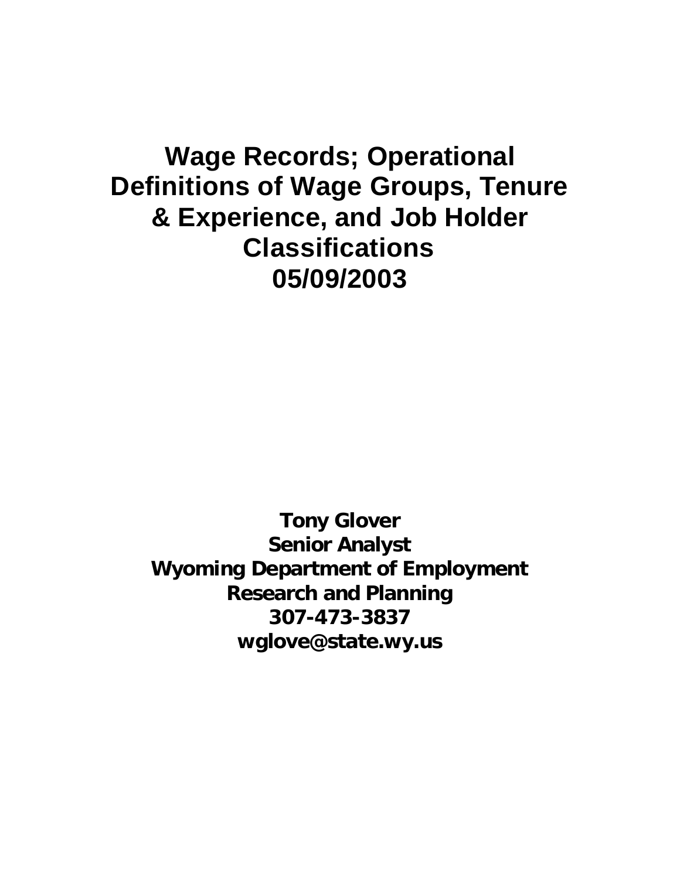# Wage Records; Operational Definitions of Wage Groups, Tenure & Experience, and Job Holder Classifications
# 05/09/2003

**Tony Glover**
**Senior Analyst**
**Wyoming Department of Employment**
**Research and Planning**
**307-473-3837**
**wglove@state.wy.us**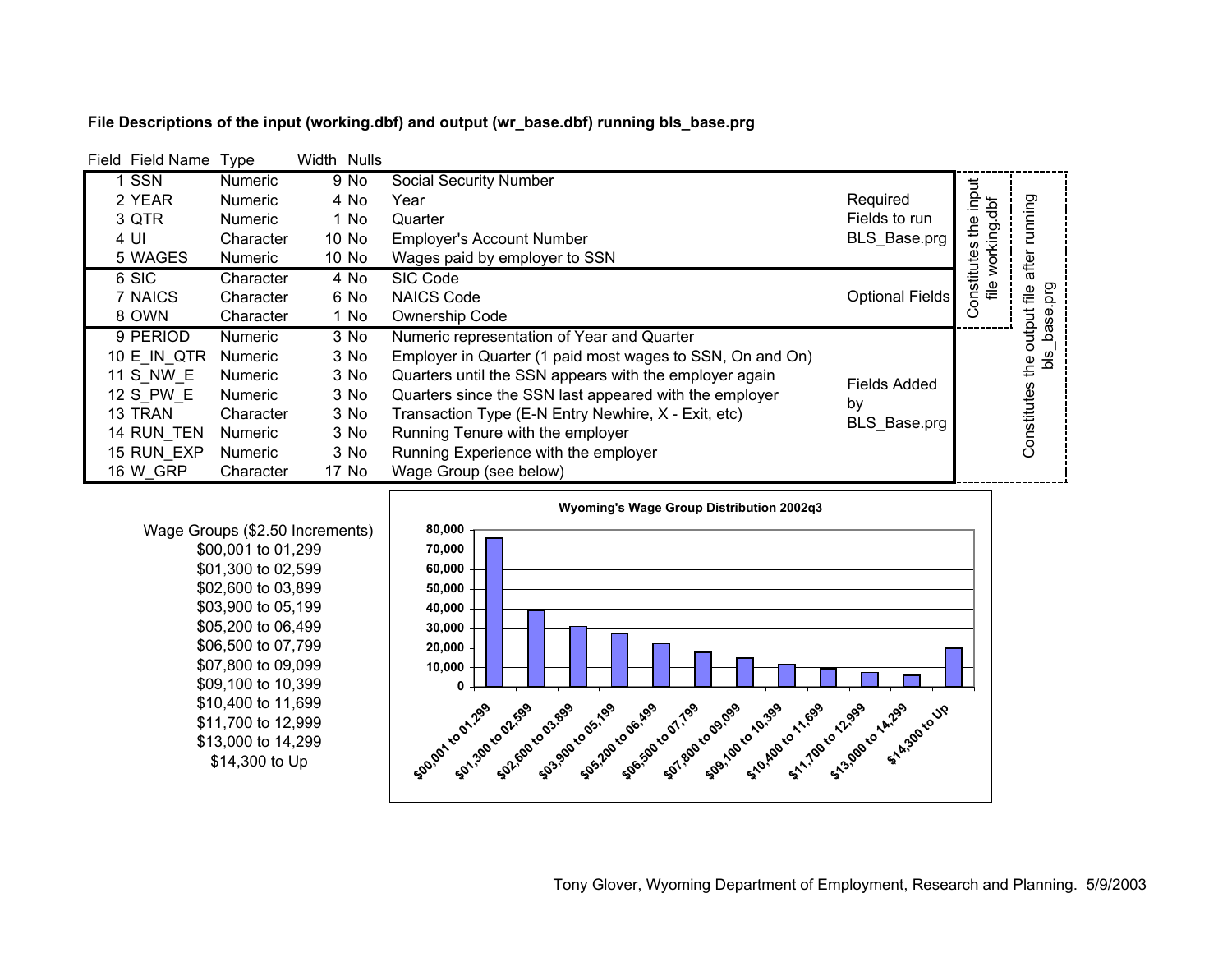**File Descriptions of the input (working.dbf) and output (wr_base.dbf) running bls_base.prg**

| Field | Field Name | Type | Width | Nulls | Description | | | |
|---|---|---|---|---|---|---|---|---|
| 1 | SSN | Numeric | 9 | No | Social Security Number | Required Fields to run BLS_Base.prg | Constitutes the input file working.dbf | Constitutes the output file after running bls_base.prg |
| 2 | YEAR | Numeric | 4 | No | Year | | | |
| 3 | QTR | Numeric | 1 | No | Quarter | | | |
| 4 | UI | Character | 10 | No | Employer's Account Number | | | |
| 5 | WAGES | Numeric | 10 | No | Wages paid by employer to SSN | | | |
| 6 | SIC | Character | 4 | No | SIC Code | Optional Fields | | |
| 7 | NAICS | Character | 6 | No | NAICS Code | | | |
| 8 | OWN | Character | 1 | No | Ownership Code | | | |
| 9 | PERIOD | Numeric | 3 | No | Numeric representation of Year and Quarter | Fields Added by BLS_Base.prg | | |
| 10 | E_IN_QTR | Numeric | 3 | No | Employer in Quarter (1 paid most wages to SSN, On and On) | | | |
| 11 | S_NW_E | Numeric | 3 | No | Quarters until the SSN appears with the employer again | | | |
| 12 | S_PW_E | Numeric | 3 | No | Quarters since the SSN last appeared with the employer | | | |
| 13 | TRAN | Character | 3 | No | Transaction Type (E-N Entry Newhire, X - Exit, etc) | | | |
| 14 | RUN_TEN | Numeric | 3 | No | Running Tenure with the employer | | | |
| 15 | RUN_EXP | Numeric | 3 | No | Running Experience with the employer | | | |
| 16 | W_GRP | Character | 17 | No | Wage Group (see below) | | | |

Wage Groups ($2.50 Increments)
- $00,001 to 01,299
- $01,300 to 02,599
- $02,600 to 03,899
- $03,900 to 05,199
- $05,200 to 06,499
- $06,500 to 07,799
- $07,800 to 09,099
- $09,100 to 10,399
- $10,400 to 11,699
- $11,700 to 12,999
- $13,000 to 14,299
- $14,300 to Up

**Wyoming's Wage Group Distribution 2002q3**

Tony Glover, Wyoming Department of Employment, Research and Planning. 5/9/2003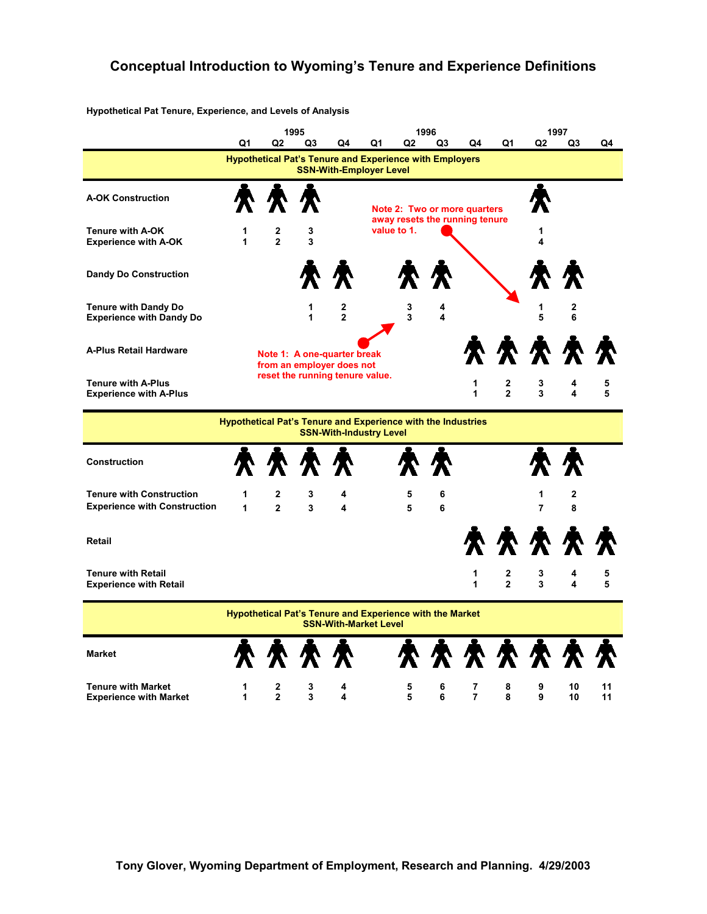# Conceptual Introduction to Wyoming's Tenure and Experience Definitions

**Hypothetical Pat Tenure, Experience, and Levels of Analysis**

| | 1995 Q1 | 1995 Q2 | 1995 Q3 | 1995 Q4 | 1996 Q1 | 1996 Q2 | 1996 Q3 | 1996 Q4 | 1997 Q1 | 1997 Q2 | 1997 Q3 | 1997 Q4 |
|---|---|---|---|---|---|---|---|---|---|---|---|---|
| **Hypothetical Pat's Tenure and Experience with Employers — SSN-With-Employer Level** | | | | | | | | | | | | |
| **A-OK Construction** | ✓ | ✓ | ✓ | | | | | | | ✓ | | |
| **Tenure with A-OK** | 1 | 2 | 3 | | | | | | | 1 | | |
| **Experience with A-OK** | 1 | 2 | 3 | | | | | | | 4 | | |
| **Dandy Do Construction** | | | ✓ | ✓ | | ✓ | ✓ | | | ✓ | ✓ | |
| **Tenure with Dandy Do** | | | 1 | 2 | | 3 | 4 | | | 1 | 2 | |
| **Experience with Dandy Do** | | | 1 | 2 | | 3 | 4 | | | 5 | 6 | |
| **A-Plus Retail Hardware** | | | | | | | | ✓ | ✓ | ✓ | ✓ | ✓ |
| **Tenure with A-Plus** | | | | | | | | 1 | 2 | 3 | 4 | 5 |
| **Experience with A-Plus** | | | | | | | | 1 | 2 | 3 | 4 | 5 |
| **Hypothetical Pat's Tenure and Experience with the Industries — SSN-With-Industry Level** | | | | | | | | | | | | |
| **Construction** | ✓ | ✓ | ✓ | ✓ | | ✓ | ✓ | | | ✓ | ✓ | |
| **Tenure with Construction** | 1 | 2 | 3 | 4 | | 5 | 6 | | | 1 | 2 | |
| **Experience with Construction** | 1 | 2 | 3 | 4 | | 5 | 6 | | | 7 | 8 | |
| **Retail** | | | | | | | | ✓ | ✓ | ✓ | ✓ | ✓ |
| **Tenure with Retail** | | | | | | | | 1 | 2 | 3 | 4 | 5 |
| **Experience with Retail** | | | | | | | | 1 | 2 | 3 | 4 | 5 |
| **Hypothetical Pat's Tenure and Experience with the Market — SSN-With-Market Level** | | | | | | | | | | | | |
| **Market** | ✓ | ✓ | ✓ | ✓ | | ✓ | ✓ | ✓ | ✓ | ✓ | ✓ | ✓ |
| **Tenure with Market** | 1 | 2 | 3 | 4 | | 5 | 6 | 7 | 8 | 9 | 10 | 11 |
| **Experience with Market** | 1 | 2 | 3 | 4 | | 5 | 6 | 7 | 8 | 9 | 10 | 11 |

Note 1: A one-quarter break from an employer does not reset the running tenure value.

Note 2: Two or more quarters away resets the running tenure value to 1.

Tony Glover, Wyoming Department of Employment, Research and Planning. 4/29/2003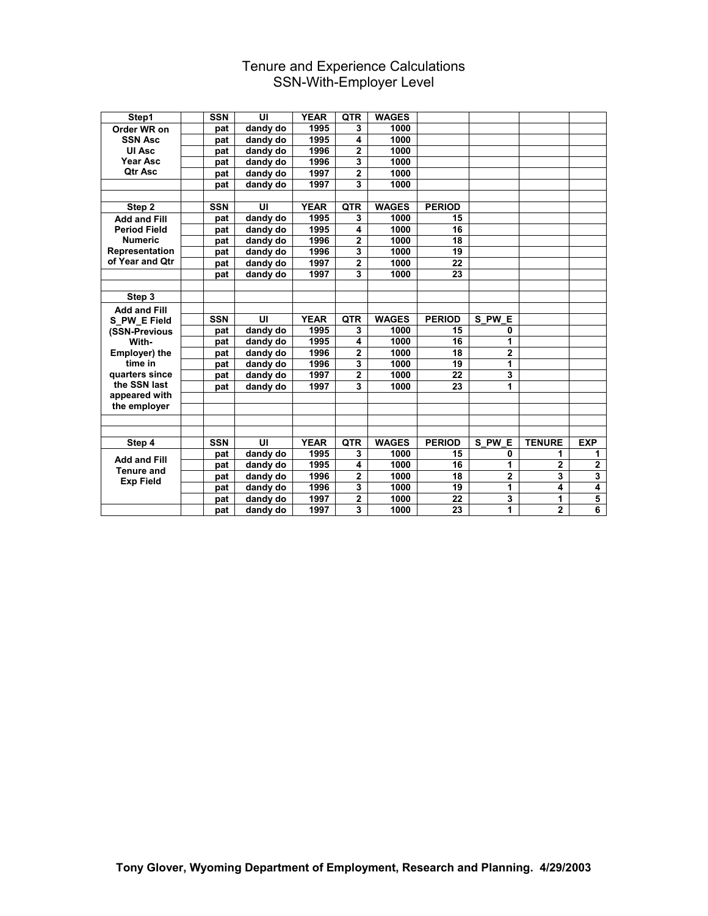# Tenure and Experience Calculations
## SSN-With-Employer Level

| Step1 | | SSN | UI | YEAR | QTR | WAGES | | | | |
|---|---|---|---|---|---|---|---|---|---|---|
| Order WR on | | pat | dandy do | 1995 | 3 | 1000 | | | | |
| SSN Asc | | pat | dandy do | 1995 | 4 | 1000 | | | | |
| UI Asc | | pat | dandy do | 1996 | 2 | 1000 | | | | |
| Year Asc | | pat | dandy do | 1996 | 3 | 1000 | | | | |
| Qtr Asc | | pat | dandy do | 1997 | 2 | 1000 | | | | |
| | | pat | dandy do | 1997 | 3 | 1000 | | | | |

| Step 2 | | SSN | UI | YEAR | QTR | WAGES | PERIOD | | | |
|---|---|---|---|---|---|---|---|---|---|---|
| Add and Fill | | pat | dandy do | 1995 | 3 | 1000 | 15 | | | |
| Period Field | | pat | dandy do | 1995 | 4 | 1000 | 16 | | | |
| Numeric | | pat | dandy do | 1996 | 2 | 1000 | 18 | | | |
| Representation | | pat | dandy do | 1996 | 3 | 1000 | 19 | | | |
| of Year and Qtr | | pat | dandy do | 1997 | 2 | 1000 | 22 | | | |
| | | pat | dandy do | 1997 | 3 | 1000 | 23 | | | |

| Step 3 | | | | | | | | | | |
|---|---|---|---|---|---|---|---|---|---|---|
| Add and Fill | | | | | | | | | | |
| S_PW_E Field | | SSN | UI | YEAR | QTR | WAGES | PERIOD | S_PW_E | | |
| (SSN-Previous | | pat | dandy do | 1995 | 3 | 1000 | 15 | 0 | | |
| With- | | pat | dandy do | 1995 | 4 | 1000 | 16 | 1 | | |
| Employer) the | | pat | dandy do | 1996 | 2 | 1000 | 18 | 2 | | |
| time in | | pat | dandy do | 1996 | 3 | 1000 | 19 | 1 | | |
| quarters since | | pat | dandy do | 1997 | 2 | 1000 | 22 | 3 | | |
| the SSN last | | pat | dandy do | 1997 | 3 | 1000 | 23 | 1 | | |
| appeared with | | | | | | | | | | |
| the employer | | | | | | | | | | |

| Step 4 | | SSN | UI | YEAR | QTR | WAGES | PERIOD | S_PW_E | TENURE | EXP |
|---|---|---|---|---|---|---|---|---|---|---|
| Add and Fill | | pat | dandy do | 1995 | 3 | 1000 | 15 | 0 | 1 | 1 |
| Tenure and | | pat | dandy do | 1995 | 4 | 1000 | 16 | 1 | 2 | 2 |
| Exp Field | | pat | dandy do | 1996 | 2 | 1000 | 18 | 2 | 3 | 3 |
| | | pat | dandy do | 1996 | 3 | 1000 | 19 | 1 | 4 | 4 |
| | | pat | dandy do | 1997 | 2 | 1000 | 22 | 3 | 1 | 5 |
| | | pat | dandy do | 1997 | 3 | 1000 | 23 | 1 | 2 | 6 |

**Tony Glover, Wyoming Department of Employment, Research and Planning. 4/29/2003**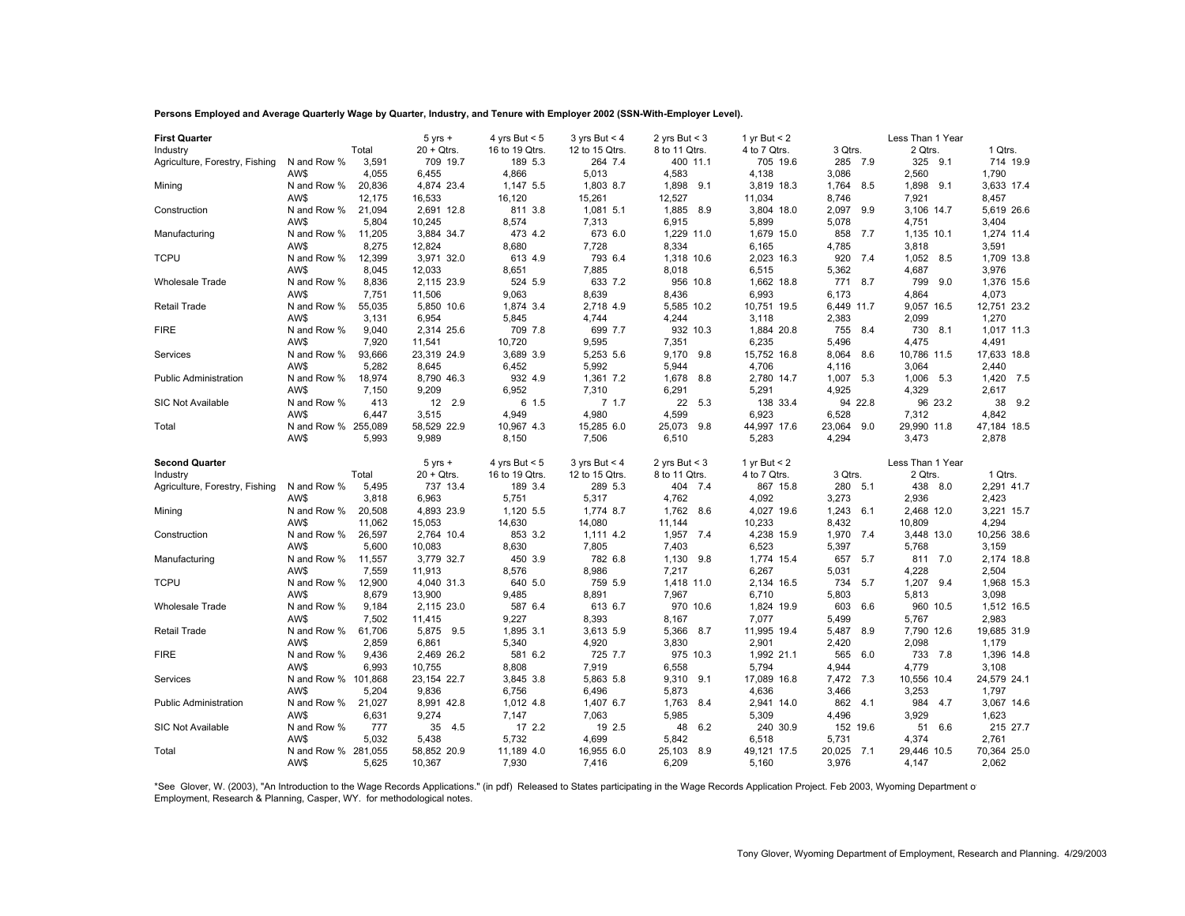**Persons Employed and Average Quarterly Wage by Quarter, Industry, and Tenure with Employer 2002 (SSN-With-Employer Level).**

| **First Quarter** | | | 5 yrs + | | 4 yrs But < 5 | | 3 yrs But < 4 | | 2 yrs But < 3 | | 1 yr But < 2 | | | | Less Than 1 Year | | | |
|---|---|---|---|---|---|---|---|---|---|---|---|---|---|---|---|---|---|---|
| Industry | | Total | 20 + Qtrs. | | 16 to 19 Qtrs. | | 12 to 15 Qtrs. | | 8 to 11 Qtrs. | | 4 to 7 Qtrs. | | 3 Qtrs. | | 2 Qtrs. | | 1 Qtrs. | |
| Agriculture, Forestry, Fishing | N and Row % | 3,591 | 709 | 19.7 | 189 | 5.3 | 264 | 7.4 | 400 | 11.1 | 705 | 19.6 | 285 | 7.9 | 325 | 9.1 | 714 | 19.9 |
| | AW$ | 4,055 | 6,455 | | 4,866 | | 5,013 | | 4,583 | | 4,138 | | 3,086 | | 2,560 | | 1,790 | |
| Mining | N and Row % | 20,836 | 4,874 | 23.4 | 1,147 | 5.5 | 1,803 | 8.7 | 1,898 | 9.1 | 3,819 | 18.3 | 1,764 | 8.5 | 1,898 | 9.1 | 3,633 | 17.4 |
| | AW$ | 12,175 | 16,533 | | 16,120 | | 15,261 | | 12,527 | | 11,034 | | 8,746 | | 7,921 | | 8,457 | |
| Construction | N and Row % | 21,094 | 2,691 | 12.8 | 811 | 3.8 | 1,081 | 5.1 | 1,885 | 8.9 | 3,804 | 18.0 | 2,097 | 9.9 | 3,106 | 14.7 | 5,619 | 26.6 |
| | AW$ | 5,804 | 10,245 | | 8,574 | | 7,313 | | 6,915 | | 5,899 | | 5,078 | | 4,751 | | 3,404 | |
| Manufacturing | N and Row % | 11,205 | 3,884 | 34.7 | 473 | 4.2 | 673 | 6.0 | 1,229 | 11.0 | 1,679 | 15.0 | 858 | 7.7 | 1,135 | 10.1 | 1,274 | 11.4 |
| | AW$ | 8,275 | 12,824 | | 8,680 | | 7,728 | | 8,334 | | 6,165 | | 4,785 | | 3,818 | | 3,591 | |
| TCPU | N and Row % | 12,399 | 3,971 | 32.0 | 613 | 4.9 | 793 | 6.4 | 1,318 | 10.6 | 2,023 | 16.3 | 920 | 7.4 | 1,052 | 8.5 | 1,709 | 13.8 |
| | AW$ | 8,045 | 12,033 | | 8,651 | | 7,885 | | 8,018 | | 6,515 | | 5,362 | | 4,687 | | 3,976 | |
| Wholesale Trade | N and Row % | 8,836 | 2,115 | 23.9 | 524 | 5.9 | 633 | 7.2 | 956 | 10.8 | 1,662 | 18.8 | 771 | 8.7 | 799 | 9.0 | 1,376 | 15.6 |
| | AW$ | 7,751 | 11,506 | | 9,063 | | 8,639 | | 8,436 | | 6,993 | | 6,173 | | 4,864 | | 4,073 | |
| Retail Trade | N and Row % | 55,035 | 5,850 | 10.6 | 1,874 | 3.4 | 2,718 | 4.9 | 5,585 | 10.2 | 10,751 | 19.5 | 6,449 | 11.7 | 9,057 | 16.5 | 12,751 | 23.2 |
| | AW$ | 3,131 | 6,954 | | 5,845 | | 4,744 | | 4,244 | | 3,118 | | 2,383 | | 2,099 | | 1,270 | |
| FIRE | N and Row % | 9,040 | 2,314 | 25.6 | 709 | 7.8 | 699 | 7.7 | 932 | 10.3 | 1,884 | 20.8 | 755 | 8.4 | 730 | 8.1 | 1,017 | 11.3 |
| | AW$ | 7,920 | 11,541 | | 10,720 | | 9,595 | | 7,351 | | 6,235 | | 5,496 | | 4,475 | | 4,491 | |
| Services | N and Row % | 93,666 | 23,319 | 24.9 | 3,689 | 3.9 | 5,253 | 5.6 | 9,170 | 9.8 | 15,752 | 16.8 | 8,064 | 8.6 | 10,786 | 11.5 | 17,633 | 18.8 |
| | AW$ | 5,282 | 8,645 | | 6,452 | | 5,992 | | 5,944 | | 4,706 | | 4,116 | | 3,064 | | 2,440 | |
| Public Administration | N and Row % | 18,974 | 8,790 | 46.3 | 932 | 4.9 | 1,361 | 7.2 | 1,678 | 8.8 | 2,780 | 14.7 | 1,007 | 5.3 | 1,006 | 5.3 | 1,420 | 7.5 |
| | AW$ | 7,150 | 9,209 | | 6,952 | | 7,310 | | 6,291 | | 5,291 | | 4,925 | | 4,329 | | 2,617 | |
| SIC Not Available | N and Row % | 413 | 12 | 2.9 | 6 | 1.5 | 7 | 1.7 | 22 | 5.3 | 138 | 33.4 | 94 | 22.8 | 96 | 23.2 | 38 | 9.2 |
| | AW$ | 6,447 | 3,515 | | 4,949 | | 4,980 | | 4,599 | | 6,923 | | 6,528 | | 7,312 | | 4,842 | |
| Total | N and Row % | 255,089 | 58,529 | 22.9 | 10,967 | 4.3 | 15,285 | 6.0 | 25,073 | 9.8 | 44,997 | 17.6 | 23,064 | 9.0 | 29,990 | 11.8 | 47,184 | 18.5 |
| | AW$ | 5,993 | 9,989 | | 8,150 | | 7,506 | | 6,510 | | 5,283 | | 4,294 | | 3,473 | | 2,878 | |

| **Second Quarter** | | | 5 yrs + | | 4 yrs But < 5 | | 3 yrs But < 4 | | 2 yrs But < 3 | | 1 yr But < 2 | | | | Less Than 1 Year | | | |
|---|---|---|---|---|---|---|---|---|---|---|---|---|---|---|---|---|---|---|
| Industry | | Total | 20 + Qtrs. | | 16 to 19 Qtrs. | | 12 to 15 Qtrs. | | 8 to 11 Qtrs. | | 4 to 7 Qtrs. | | 3 Qtrs. | | 2 Qtrs. | | 1 Qtrs. | |
| Agriculture, Forestry, Fishing | N and Row % | 5,495 | 737 | 13.4 | 189 | 3.4 | 289 | 5.3 | 404 | 7.4 | 867 | 15.8 | 280 | 5.1 | 438 | 8.0 | 2,291 | 41.7 |
| | AW$ | 3,818 | 6,963 | | 5,751 | | 5,317 | | 4,762 | | 4,092 | | 3,273 | | 2,936 | | 2,423 | |
| Mining | N and Row % | 20,508 | 4,893 | 23.9 | 1,120 | 5.5 | 1,774 | 8.7 | 1,762 | 8.6 | 4,027 | 19.6 | 1,243 | 6.1 | 2,468 | 12.0 | 3,221 | 15.7 |
| | AW$ | 11,062 | 15,053 | | 14,630 | | 14,080 | | 11,144 | | 10,233 | | 8,432 | | 10,809 | | 4,294 | |
| Construction | N and Row % | 26,597 | 2,764 | 10.4 | 853 | 3.2 | 1,111 | 4.2 | 1,957 | 7.4 | 4,238 | 15.9 | 1,970 | 7.4 | 3,448 | 13.0 | 10,256 | 38.6 |
| | AW$ | 5,600 | 10,083 | | 8,630 | | 7,805 | | 7,403 | | 6,523 | | 5,397 | | 5,768 | | 3,159 | |
| Manufacturing | N and Row % | 11,557 | 3,779 | 32.7 | 450 | 3.9 | 782 | 6.8 | 1,130 | 9.8 | 1,774 | 15.4 | 657 | 5.7 | 811 | 7.0 | 2,174 | 18.8 |
| | AW$ | 7,559 | 11,913 | | 8,576 | | 8,986 | | 7,217 | | 6,267 | | 5,031 | | 4,228 | | 2,504 | |
| TCPU | N and Row % | 12,900 | 4,040 | 31.3 | 640 | 5.0 | 759 | 5.9 | 1,418 | 11.0 | 2,134 | 16.5 | 734 | 5.7 | 1,207 | 9.4 | 1,968 | 15.3 |
| | AW$ | 8,679 | 13,900 | | 9,485 | | 8,891 | | 7,967 | | 6,710 | | 5,803 | | 5,813 | | 3,098 | |
| Wholesale Trade | N and Row % | 9,184 | 2,115 | 23.0 | 587 | 6.4 | 613 | 6.7 | 970 | 10.6 | 1,824 | 19.9 | 603 | 6.6 | 960 | 10.5 | 1,512 | 16.5 |
| | AW$ | 7,502 | 11,415 | | 9,227 | | 8,393 | | 8,167 | | 7,077 | | 5,499 | | 5,767 | | 2,983 | |
| Retail Trade | N and Row % | 61,706 | 5,875 | 9.5 | 1,895 | 3.1 | 3,613 | 5.9 | 5,366 | 8.7 | 11,995 | 19.4 | 5,487 | 8.9 | 7,790 | 12.6 | 19,685 | 31.9 |
| | AW$ | 2,859 | 6,861 | | 5,340 | | 4,920 | | 3,830 | | 2,901 | | 2,420 | | 2,098 | | 1,179 | |
| FIRE | N and Row % | 9,436 | 2,469 | 26.2 | 581 | 6.2 | 725 | 7.7 | 975 | 10.3 | 1,992 | 21.1 | 565 | 6.0 | 733 | 7.8 | 1,396 | 14.8 |
| | AW$ | 6,993 | 10,755 | | 8,808 | | 7,919 | | 6,558 | | 5,794 | | 4,944 | | 4,779 | | 3,108 | |
| Services | N and Row % | 101,868 | 23,154 | 22.7 | 3,845 | 3.8 | 5,863 | 5.8 | 9,310 | 9.1 | 17,089 | 16.8 | 7,472 | 7.3 | 10,556 | 10.4 | 24,579 | 24.1 |
| | AW$ | 5,204 | 9,836 | | 6,756 | | 6,496 | | 5,873 | | 4,636 | | 3,466 | | 3,253 | | 1,797 | |
| Public Administration | N and Row % | 21,027 | 8,991 | 42.8 | 1,012 | 4.8 | 1,407 | 6.7 | 1,763 | 8.4 | 2,941 | 14.0 | 862 | 4.1 | 984 | 4.7 | 3,067 | 14.6 |
| | AW$ | 6,631 | 9,274 | | 7,147 | | 7,063 | | 5,985 | | 5,309 | | 4,496 | | 3,929 | | 1,623 | |
| SIC Not Available | N and Row % | 777 | 35 | 4.5 | 17 | 2.2 | 19 | 2.5 | 48 | 6.2 | 240 | 30.9 | 152 | 19.6 | 51 | 6.6 | 215 | 27.7 |
| | AW$ | 5,032 | 5,438 | | 5,732 | | 4,699 | | 5,842 | | 6,518 | | 5,731 | | 4,374 | | 2,761 | |
| Total | N and Row % | 281,055 | 58,852 | 20.9 | 11,189 | 4.0 | 16,955 | 6.0 | 25,103 | 8.9 | 49,121 | 17.5 | 20,025 | 7.1 | 29,446 | 10.5 | 70,364 | 25.0 |
| | AW$ | 5,625 | 10,367 | | 7,930 | | 7,416 | | 6,209 | | 5,160 | | 3,976 | | 4,147 | | 2,062 | |

*See Glover, W. (2003), "An Introduction to the Wage Records Applications." (in pdf) Released to States participating in the Wage Records Application Project. Feb 2003, Wyoming Department of Employment, Research & Planning, Casper, WY. for methodological notes.

Tony Glover, Wyoming Department of Employment, Research and Planning. 4/29/2003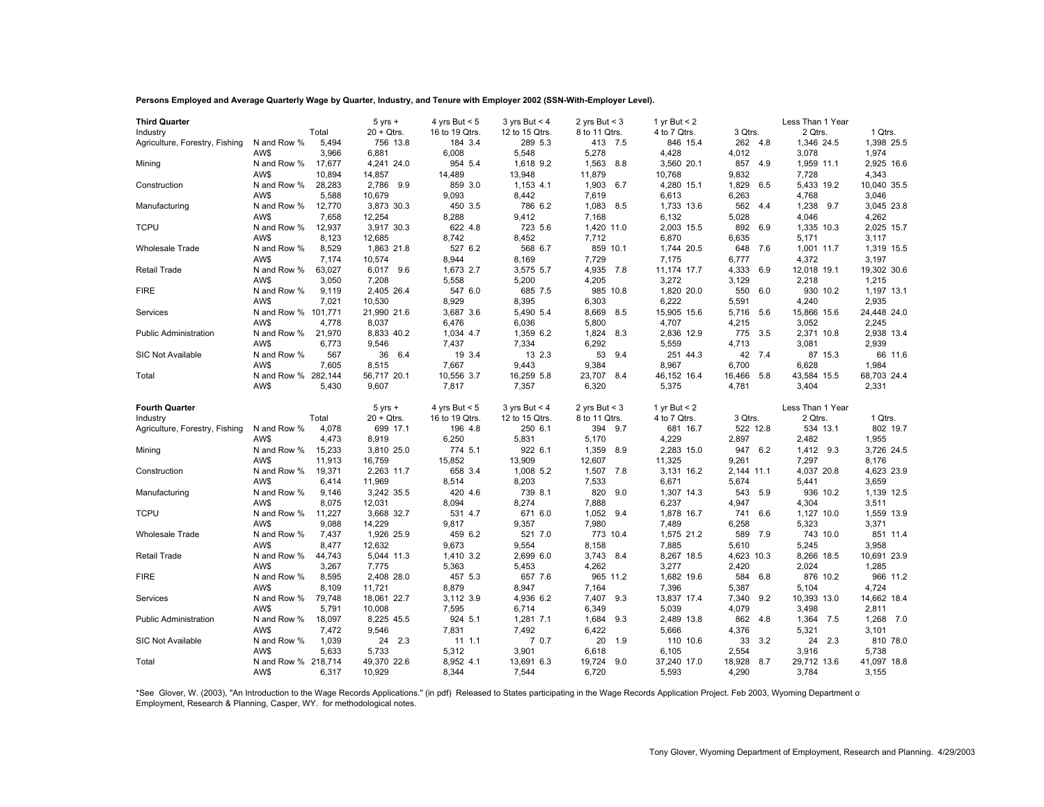**Persons Employed and Average Quarterly Wage by Quarter, Industry, and Tenure with Employer 2002 (SSN-With-Employer Level).**

| **Third Quarter** | | | 5 yrs + | 4 yrs But < 5 | 3 yrs But < 4 | 2 yrs But < 3 | 1 yr But < 2 | | Less Than 1 Year | |
|---|---|---|---|---|---|---|---|---|---|---|
| Industry | | Total | 20 + Qtrs. | 16 to 19 Qtrs. | 12 to 15 Qtrs. | 8 to 11 Qtrs. | 4 to 7 Qtrs. | 3 Qtrs. | 2 Qtrs. | 1 Qtrs. |
| Agriculture, Forestry, Fishing | N and Row % | 5,494 | 756 13.8 | 184 3.4 | 289 5.3 | 413 7.5 | 846 15.4 | 262 4.8 | 1,346 24.5 | 1,398 25.5 |
| | AW$ | 3,966 | 6,881 | 6,008 | 5,548 | 5,278 | 4,428 | 4,012 | 3,078 | 1,974 |
| Mining | N and Row % | 17,677 | 4,241 24.0 | 954 5.4 | 1,618 9.2 | 1,563 8.8 | 3,560 20.1 | 857 4.9 | 1,959 11.1 | 2,925 16.6 |
| | AW$ | 10,894 | 14,857 | 14,489 | 13,948 | 11,879 | 10,768 | 9,832 | 7,728 | 4,343 |
| Construction | N and Row % | 28,283 | 2,786 9.9 | 859 3.0 | 1,153 4.1 | 1,903 6.7 | 4,280 15.1 | 1,829 6.5 | 5,433 19.2 | 10,040 35.5 |
| | AW$ | 5,588 | 10,679 | 9,093 | 8,442 | 7,619 | 6,613 | 6,263 | 4,768 | 3,046 |
| Manufacturing | N and Row % | 12,770 | 3,873 30.3 | 450 3.5 | 786 6.2 | 1,083 8.5 | 1,733 13.6 | 562 4.4 | 1,238 9.7 | 3,045 23.8 |
| | AW$ | 7,658 | 12,254 | 8,288 | 9,412 | 7,168 | 6,132 | 5,028 | 4,046 | 4,262 |
| TCPU | N and Row % | 12,937 | 3,917 30.3 | 622 4.8 | 723 5.6 | 1,420 11.0 | 2,003 15.5 | 892 6.9 | 1,335 10.3 | 2,025 15.7 |
| | AW$ | 8,123 | 12,685 | 8,742 | 8,452 | 7,712 | 6,870 | 6,635 | 5,171 | 3,117 |
| Wholesale Trade | N and Row % | 8,529 | 1,863 21.8 | 527 6.2 | 568 6.7 | 859 10.1 | 1,744 20.5 | 648 7.6 | 1,001 11.7 | 1,319 15.5 |
| | AW$ | 7,174 | 10,574 | 8,944 | 8,169 | 7,729 | 7,175 | 6,777 | 4,372 | 3,197 |
| Retail Trade | N and Row % | 63,027 | 6,017 9.6 | 1,673 2.7 | 3,575 5.7 | 4,935 7.8 | 11,174 17.7 | 4,333 6.9 | 12,018 19.1 | 19,302 30.6 |
| | AW$ | 3,050 | 7,208 | 5,558 | 5,200 | 4,205 | 3,272 | 3,129 | 2,218 | 1,215 |
| FIRE | N and Row % | 9,119 | 2,405 26.4 | 547 6.0 | 685 7.5 | 985 10.8 | 1,820 20.0 | 550 6.0 | 930 10.2 | 1,197 13.1 |
| | AW$ | 7,021 | 10,530 | 8,929 | 8,395 | 6,303 | 6,222 | 5,591 | 4,240 | 2,935 |
| Services | N and Row % | 101,771 | 21,990 21.6 | 3,687 3.6 | 5,490 5.4 | 8,669 8.5 | 15,905 15.6 | 5,716 5.6 | 15,866 15.6 | 24,448 24.0 |
| | AW$ | 4,778 | 8,037 | 6,476 | 6,036 | 5,800 | 4,707 | 4,215 | 3,052 | 2,245 |
| Public Administration | N and Row % | 21,970 | 8,833 40.2 | 1,034 4.7 | 1,359 6.2 | 1,824 8.3 | 2,836 12.9 | 775 3.5 | 2,371 10.8 | 2,938 13.4 |
| | AW$ | 6,773 | 9,546 | 7,437 | 7,334 | 6,292 | 5,559 | 4,713 | 3,081 | 2,939 |
| SIC Not Available | N and Row % | 567 | 36 6.4 | 19 3.4 | 13 2.3 | 53 9.4 | 251 44.3 | 42 7.4 | 87 15.3 | 66 11.6 |
| | AW$ | 7,605 | 8,515 | 7,667 | 9,443 | 9,384 | 8,967 | 6,700 | 6,628 | 1,984 |
| Total | N and Row % | 282,144 | 56,717 20.1 | 10,556 3.7 | 16,259 5.8 | 23,707 8.4 | 46,152 16.4 | 16,466 5.8 | 43,584 15.5 | 68,703 24.4 |
| | AW$ | 5,430 | 9,607 | 7,817 | 7,357 | 6,320 | 5,375 | 4,781 | 3,404 | 2,331 |

| **Fourth Quarter** | | | 5 yrs + | 4 yrs But < 5 | 3 yrs But < 4 | 2 yrs But < 3 | 1 yr But < 2 | | Less Than 1 Year | |
|---|---|---|---|---|---|---|---|---|---|---|
| Industry | | Total | 20 + Qtrs. | 16 to 19 Qtrs. | 12 to 15 Qtrs. | 8 to 11 Qtrs. | 4 to 7 Qtrs. | 3 Qtrs. | 2 Qtrs. | 1 Qtrs. |
| Agriculture, Forestry, Fishing | N and Row % | 4,078 | 699 17.1 | 196 4.8 | 250 6.1 | 394 9.7 | 681 16.7 | 522 12.8 | 534 13.1 | 802 19.7 |
| | AW$ | 4,473 | 8,919 | 6,250 | 5,831 | 5,170 | 4,229 | 2,897 | 2,482 | 1,955 |
| Mining | N and Row % | 15,233 | 3,810 25.0 | 774 5.1 | 922 6.1 | 1,359 8.9 | 2,283 15.0 | 947 6.2 | 1,412 9.3 | 3,726 24.5 |
| | AW$ | 11,913 | 16,759 | 15,852 | 13,909 | 12,607 | 11,325 | 9,261 | 7,297 | 8,176 |
| Construction | N and Row % | 19,371 | 2,263 11.7 | 658 3.4 | 1,008 5.2 | 1,507 7.8 | 3,131 16.2 | 2,144 11.1 | 4,037 20.8 | 4,623 23.9 |
| | AW$ | 6,414 | 11,969 | 8,514 | 8,203 | 7,533 | 6,671 | 5,674 | 5,441 | 3,659 |
| Manufacturing | N and Row % | 9,146 | 3,242 35.5 | 420 4.6 | 739 8.1 | 820 9.0 | 1,307 14.3 | 543 5.9 | 936 10.2 | 1,139 12.5 |
| | AW$ | 8,075 | 12,031 | 8,094 | 8,274 | 7,888 | 6,237 | 4,947 | 4,304 | 3,511 |
| TCPU | N and Row % | 11,227 | 3,668 32.7 | 531 4.7 | 671 6.0 | 1,052 9.4 | 1,878 16.7 | 741 6.6 | 1,127 10.0 | 1,559 13.9 |
| | AW$ | 9,088 | 14,229 | 9,817 | 9,357 | 7,980 | 7,489 | 6,258 | 5,323 | 3,371 |
| Wholesale Trade | N and Row % | 7,437 | 1,926 25.9 | 459 6.2 | 521 7.0 | 773 10.4 | 1,575 21.2 | 589 7.9 | 743 10.0 | 851 11.4 |
| | AW$ | 8,477 | 12,632 | 9,673 | 9,554 | 8,158 | 7,885 | 5,610 | 5,245 | 3,958 |
| Retail Trade | N and Row % | 44,743 | 5,044 11.3 | 1,410 3.2 | 2,699 6.0 | 3,743 8.4 | 8,267 18.5 | 4,623 10.3 | 8,266 18.5 | 10,691 23.9 |
| | AW$ | 3,267 | 7,775 | 5,363 | 5,453 | 4,262 | 3,277 | 2,420 | 2,024 | 1,285 |
| FIRE | N and Row % | 8,595 | 2,408 28.0 | 457 5.3 | 657 7.6 | 965 11.2 | 1,682 19.6 | 584 6.8 | 876 10.2 | 966 11.2 |
| | AW$ | 8,109 | 11,721 | 8,879 | 8,947 | 7,164 | 7,396 | 5,387 | 5,104 | 4,724 |
| Services | N and Row % | 79,748 | 18,061 22.7 | 3,112 3.9 | 4,936 6.2 | 7,407 9.3 | 13,837 17.4 | 7,340 9.2 | 10,393 13.0 | 14,662 18.4 |
| | AW$ | 5,791 | 10,008 | 7,595 | 6,714 | 6,349 | 5,039 | 4,079 | 3,498 | 2,811 |
| Public Administration | N and Row % | 18,097 | 8,225 45.5 | 924 5.1 | 1,281 7.1 | 1,684 9.3 | 2,489 13.8 | 862 4.8 | 1,364 7.5 | 1,268 7.0 |
| | AW$ | 7,472 | 9,546 | 7,831 | 7,492 | 6,422 | 5,666 | 4,376 | 5,321 | 3,101 |
| SIC Not Available | N and Row % | 1,039 | 24 2.3 | 11 1.1 | 7 0.7 | 20 1.9 | 110 10.6 | 33 3.2 | 24 2.3 | 810 78.0 |
| | AW$ | 5,633 | 5,733 | 5,312 | 3,901 | 6,618 | 6,105 | 2,554 | 3,916 | 5,738 |
| Total | N and Row % | 218,714 | 49,370 22.6 | 8,952 4.1 | 13,691 6.3 | 19,724 9.0 | 37,240 17.0 | 18,928 8.7 | 29,712 13.6 | 41,097 18.8 |
| | AW$ | 6,317 | 10,929 | 8,344 | 7,544 | 6,720 | 5,593 | 4,290 | 3,784 | 3,155 |

*See Glover, W. (2003), "An Introduction to the Wage Records Applications." (in pdf) Released to States participating in the Wage Records Application Project. Feb 2003, Wyoming Department of Employment, Research & Planning, Casper, WY. for methodological notes.

Tony Glover, Wyoming Department of Employment, Research and Planning. 4/29/2003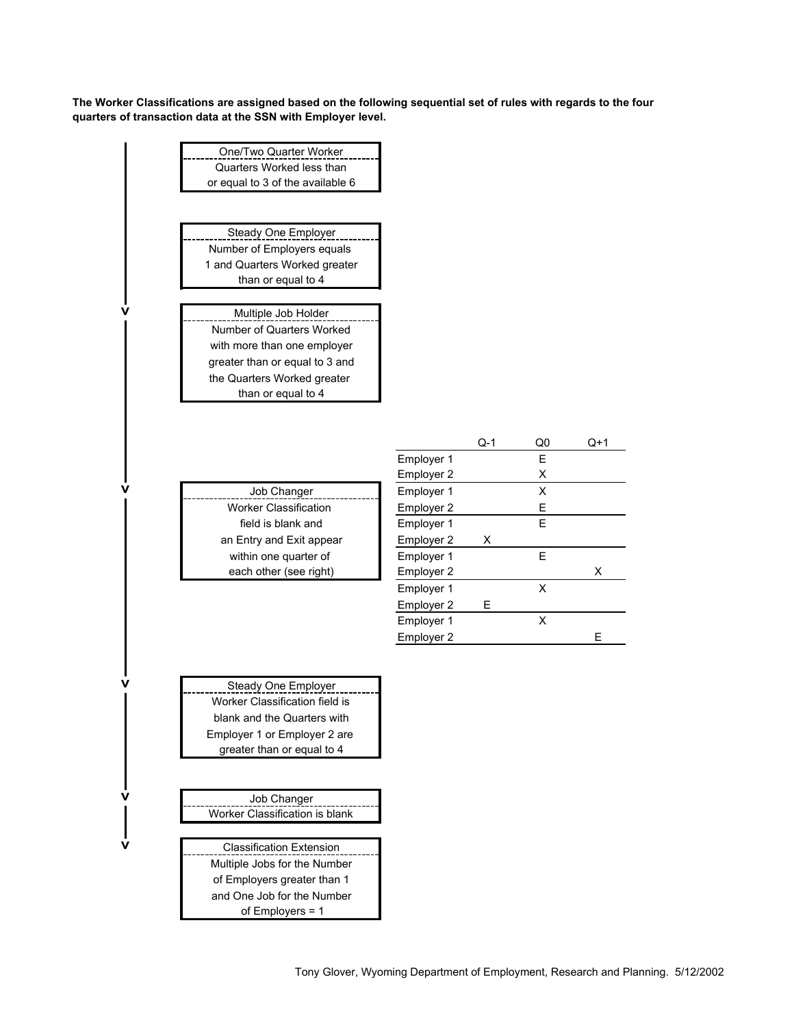**The Worker Classifications are assigned based on the following sequential set of rules with regards to the four quarters of transaction data at the SSN with Employer level.**

**One/Two Quarter Worker**
Quarters Worked less than or equal to 3 of the available 6

↓

**Steady One Employer**
Number of Employers equals 1 and Quarters Worked greater than or equal to 4

↓

**Multiple Job Holder**
Number of Quarters Worked with more than one employer greater than or equal to 3 and the Quarters Worked greater than or equal to 4

↓

**Job Changer**
Worker Classification field is blank and an Entry and Exit appear within one quarter of each other (see right)

| | Q-1 | Q0 | Q+1 |
|---|---|---|---|
| Employer 1 | | E | |
| Employer 2 | | X | |
| Employer 1 | | X | |
| Employer 2 | | E | |
| Employer 1 | | E | |
| Employer 2 | X | | |
| Employer 1 | | E | |
| Employer 2 | | | X |
| Employer 1 | | X | |
| Employer 2 | E | | |
| Employer 1 | | X | |
| Employer 2 | | | E |

↓

**Steady One Employer**
Worker Classification field is blank and the Quarters with Employer 1 or Employer 2 are greater than or equal to 4

↓

**Job Changer**
Worker Classification is blank

↓

**Classification Extension**
Multiple Jobs for the Number of Employers greater than 1 and One Job for the Number of Employers = 1

Tony Glover, Wyoming Department of Employment, Research and Planning. 5/12/2002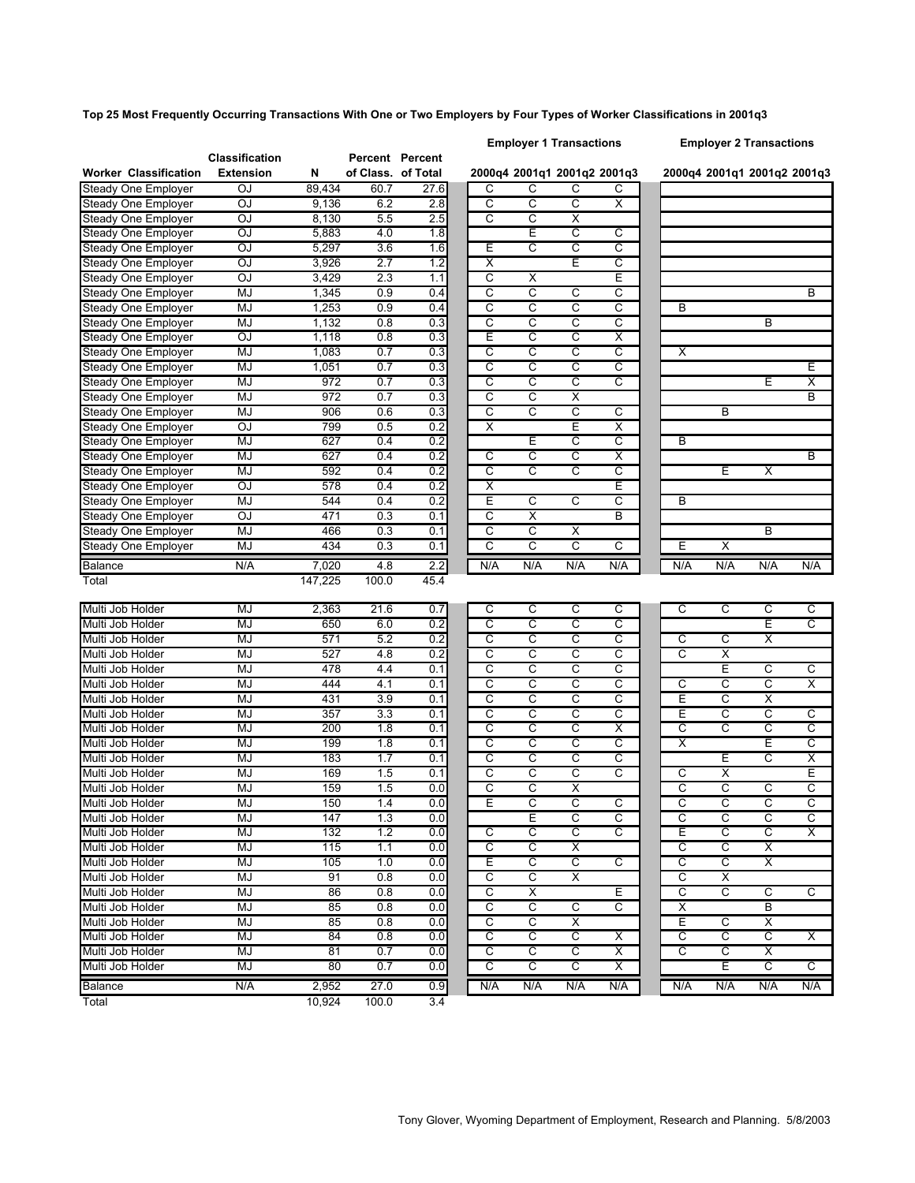**Top 25 Most Frequently Occurring Transactions With One or Two Employers by Four Types of Worker Classifications in 2001q3**

| Worker Classification | Classification Extension | N | Percent of Class. | Percent of Total | Employer 1 Transactions 2000q4 | 2001q1 | 2001q2 | 2001q3 | Employer 2 Transactions 2000q4 | 2001q1 | 2001q2 | 2001q3 |
|---|---|---|---|---|---|---|---|---|---|---|---|---|
| Steady One Employer | OJ | 89,434 | 60.7 | 27.6 | C | C | C | C | | | | |
| Steady One Employer | OJ | 9,136 | 6.2 | 2.8 | C | C | C | X | | | | |
| Steady One Employer | OJ | 8,130 | 5.5 | 2.5 | C | C | X | | | | | |
| Steady One Employer | OJ | 5,883 | 4.0 | 1.8 | | E | C | C | | | | |
| Steady One Employer | OJ | 5,297 | 3.6 | 1.6 | E | C | C | C | | | | |
| Steady One Employer | OJ | 3,926 | 2.7 | 1.2 | X | | E | C | | | | |
| Steady One Employer | OJ | 3,429 | 2.3 | 1.1 | C | X | | E | | | | |
| Steady One Employer | MJ | 1,345 | 0.9 | 0.4 | C | C | C | C | | | | B |
| Steady One Employer | MJ | 1,253 | 0.9 | 0.4 | C | C | C | C | B | | | |
| Steady One Employer | MJ | 1,132 | 0.8 | 0.3 | C | C | C | C | | | B | |
| Steady One Employer | OJ | 1,118 | 0.8 | 0.3 | E | C | C | X | | | | |
| Steady One Employer | MJ | 1,083 | 0.7 | 0.3 | C | C | C | C | X | | | |
| Steady One Employer | MJ | 1,051 | 0.7 | 0.3 | C | C | C | C | | | | E |
| Steady One Employer | MJ | 972 | 0.7 | 0.3 | C | C | C | C | | | E | X |
| Steady One Employer | MJ | 972 | 0.7 | 0.3 | C | C | X | | | | | B |
| Steady One Employer | MJ | 906 | 0.6 | 0.3 | C | C | C | C | | B | | |
| Steady One Employer | OJ | 799 | 0.5 | 0.2 | X | | E | X | | | | |
| Steady One Employer | MJ | 627 | 0.4 | 0.2 | | E | C | C | B | | | |
| Steady One Employer | MJ | 627 | 0.4 | 0.2 | C | C | C | X | | | | B |
| Steady One Employer | MJ | 592 | 0.4 | 0.2 | C | C | C | C | | E | X | |
| Steady One Employer | OJ | 578 | 0.4 | 0.2 | X | | | E | | | | |
| Steady One Employer | MJ | 544 | 0.4 | 0.2 | E | C | C | C | B | | | |
| Steady One Employer | OJ | 471 | 0.3 | 0.1 | C | X | | B | | | | |
| Steady One Employer | MJ | 466 | 0.3 | 0.1 | C | C | X | | | | B | |
| Steady One Employer | MJ | 434 | 0.3 | 0.1 | C | C | C | C | E | X | | |
| Balance | N/A | 7,020 | 4.8 | 2.2 | N/A | N/A | N/A | N/A | N/A | N/A | N/A | N/A |
| Total | | 147,225 | 100.0 | 45.4 | | | | | | | | |
| Multi Job Holder | MJ | 2,363 | 21.6 | 0.7 | C | C | C | C | C | C | C | C |
| Multi Job Holder | MJ | 650 | 6.0 | 0.2 | C | C | C | C | | | E | C |
| Multi Job Holder | MJ | 571 | 5.2 | 0.2 | C | C | C | C | C | C | X | |
| Multi Job Holder | MJ | 527 | 4.8 | 0.2 | C | C | C | C | C | X | | |
| Multi Job Holder | MJ | 478 | 4.4 | 0.1 | C | C | C | C | | E | C | C |
| Multi Job Holder | MJ | 444 | 4.1 | 0.1 | C | C | C | C | C | C | C | X |
| Multi Job Holder | MJ | 431 | 3.9 | 0.1 | C | C | C | C | E | C | X | |
| Multi Job Holder | MJ | 357 | 3.3 | 0.1 | C | C | C | C | E | C | C | C |
| Multi Job Holder | MJ | 200 | 1.8 | 0.1 | C | C | C | X | C | C | C | C |
| Multi Job Holder | MJ | 199 | 1.8 | 0.1 | C | C | C | C | X | | E | C |
| Multi Job Holder | MJ | 183 | 1.7 | 0.1 | C | C | C | C | | E | C | X |
| Multi Job Holder | MJ | 169 | 1.5 | 0.1 | C | C | C | C | C | X | | E |
| Multi Job Holder | MJ | 159 | 1.5 | 0.0 | C | C | X | | C | C | C | C |
| Multi Job Holder | MJ | 150 | 1.4 | 0.0 | E | C | C | C | C | C | C | C |
| Multi Job Holder | MJ | 147 | 1.3 | 0.0 | | E | C | C | C | C | C | C |
| Multi Job Holder | MJ | 132 | 1.2 | 0.0 | C | C | C | C | E | C | C | X |
| Multi Job Holder | MJ | 115 | 1.1 | 0.0 | C | C | X | | C | C | X | |
| Multi Job Holder | MJ | 105 | 1.0 | 0.0 | E | C | C | C | C | C | X | |
| Multi Job Holder | MJ | 91 | 0.8 | 0.0 | C | C | X | | C | X | | |
| Multi Job Holder | MJ | 86 | 0.8 | 0.0 | C | X | | E | C | C | C | C |
| Multi Job Holder | MJ | 85 | 0.8 | 0.0 | C | C | C | C | X | | B | |
| Multi Job Holder | MJ | 85 | 0.8 | 0.0 | C | C | X | | E | C | X | |
| Multi Job Holder | MJ | 84 | 0.8 | 0.0 | C | C | C | X | C | C | C | X |
| Multi Job Holder | MJ | 81 | 0.7 | 0.0 | C | C | C | X | C | C | X | |
| Multi Job Holder | MJ | 80 | 0.7 | 0.0 | C | C | C | X | | E | C | C |
| Balance | N/A | 2,952 | 27.0 | 0.9 | N/A | N/A | N/A | N/A | N/A | N/A | N/A | N/A |
| Total | | 10,924 | 100.0 | 3.4 | | | | | | | | |

Tony Glover, Wyoming Department of Employment, Research and Planning. 5/8/2003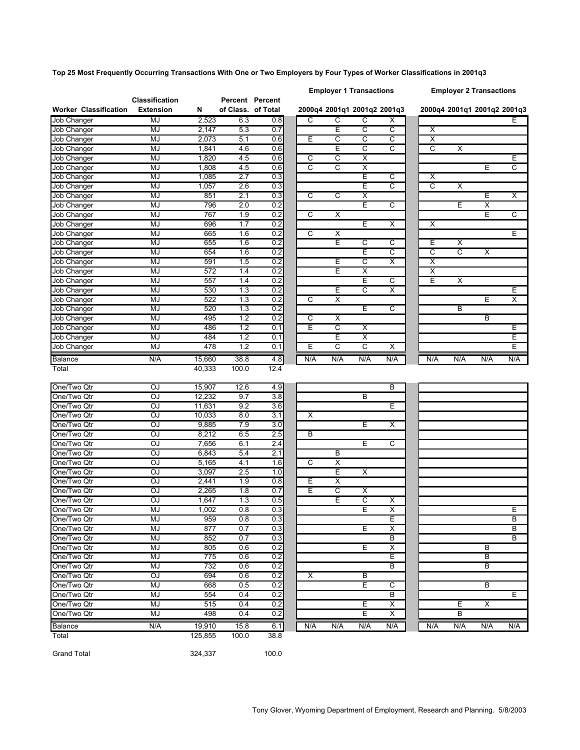**Top 25 Most Frequently Occurring Transactions With One or Two Employers by Four Types of Worker Classifications in 2001q3**

| Worker Classification | Classification Extension | N | Percent of Class. | Percent of Total | Employer 1 Transactions | | | | Employer 2 Transactions | | | |
|---|---|---|---|---|---|---|---|---|---|---|---|---|
| | | | | | 2000q4 | 2001q1 | 2001q2 | 2001q3 | 2000q4 | 2001q1 | 2001q2 | 2001q3 |
| Job Changer | MJ | 2,523 | 6.3 | 0.8 | C | C | C | X | | | | E |
| Job Changer | MJ | 2,147 | 5.3 | 0.7 | | E | C | C | X | | | |
| Job Changer | MJ | 2,073 | 5.1 | 0.6 | E | C | C | C | X | | | |
| Job Changer | MJ | 1,841 | 4.6 | 0.6 | | E | C | C | C | X | | |
| Job Changer | MJ | 1,820 | 4.5 | 0.6 | C | C | X | | | | | E |
| Job Changer | MJ | 1,808 | 4.5 | 0.6 | C | C | X | | | | E | C |
| Job Changer | MJ | 1,085 | 2.7 | 0.3 | | | E | C | X | | | |
| Job Changer | MJ | 1,057 | 2.6 | 0.3 | | | E | C | C | X | | |
| Job Changer | MJ | 851 | 2.1 | 0.3 | C | C | X | | | | E | X |
| Job Changer | MJ | 796 | 2.0 | 0.2 | | | E | C | | E | X | |
| Job Changer | MJ | 767 | 1.9 | 0.2 | C | X | | | | | E | C |
| Job Changer | MJ | 696 | 1.7 | 0.2 | | | E | X | X | | | |
| Job Changer | MJ | 665 | 1.6 | 0.2 | C | X | | | | | | E |
| Job Changer | MJ | 655 | 1.6 | 0.2 | | E | C | C | E | X | | |
| Job Changer | MJ | 654 | 1.6 | 0.2 | | | E | C | C | C | X | |
| Job Changer | MJ | 591 | 1.5 | 0.2 | | E | C | X | X | | | |
| Job Changer | MJ | 572 | 1.4 | 0.2 | | E | X | | X | | | |
| Job Changer | MJ | 557 | 1.4 | 0.2 | | | E | C | E | X | | |
| Job Changer | MJ | 530 | 1.3 | 0.2 | | E | C | X | | | | E |
| Job Changer | MJ | 522 | 1.3 | 0.2 | C | X | | | | | E | X |
| Job Changer | MJ | 520 | 1.3 | 0.2 | | | E | C | | B | | |
| Job Changer | MJ | 495 | 1.2 | 0.2 | C | X | | | | | B | |
| Job Changer | MJ | 486 | 1.2 | 0.1 | E | C | X | | | | | E |
| Job Changer | MJ | 484 | 1.2 | 0.1 | | E | X | | | | | E |
| Job Changer | MJ | 478 | 1.2 | 0.1 | E | C | C | X | | | | E |
| Balance | N/A | 15,660 | 38.8 | 4.8 | N/A | N/A | N/A | N/A | N/A | N/A | N/A | N/A |
| Total | | 40,333 | 100.0 | 12.4 | | | | | | | | |
| One/Two Qtr | OJ | 15,907 | 12.6 | 4.9 | | | | B | | | | |
| One/Two Qtr | OJ | 12,232 | 9.7 | 3.8 | | | B | | | | | |
| One/Two Qtr | OJ | 11,631 | 9.2 | 3.6 | | | | E | | | | |
| One/Two Qtr | OJ | 10,033 | 8.0 | 3.1 | X | | | | | | | |
| One/Two Qtr | OJ | 9,885 | 7.9 | 3.0 | | | E | X | | | | |
| One/Two Qtr | OJ | 8,212 | 6.5 | 2.5 | B | | | | | | | |
| One/Two Qtr | OJ | 7,656 | 6.1 | 2.4 | | | E | C | | | | |
| One/Two Qtr | OJ | 6,843 | 5.4 | 2.1 | | B | | | | | | |
| One/Two Qtr | OJ | 5,165 | 4.1 | 1.6 | C | X | | | | | | |
| One/Two Qtr | OJ | 3,097 | 2.5 | 1.0 | | E | X | | | | | |
| One/Two Qtr | OJ | 2,441 | 1.9 | 0.8 | E | X | | | | | | |
| One/Two Qtr | OJ | 2,265 | 1.8 | 0.7 | E | C | X | | | | | |
| One/Two Qtr | OJ | 1,647 | 1.3 | 0.5 | | E | C | X | | | | |
| One/Two Qtr | MJ | 1,002 | 0.8 | 0.3 | | | E | X | | | | E |
| One/Two Qtr | MJ | 959 | 0.8 | 0.3 | | | | E | | | | B |
| One/Two Qtr | MJ | 877 | 0.7 | 0.3 | | | E | X | | | | B |
| One/Two Qtr | MJ | 852 | 0.7 | 0.3 | | | | B | | | | B |
| One/Two Qtr | MJ | 805 | 0.6 | 0.2 | | | E | X | | | B | |
| One/Two Qtr | MJ | 775 | 0.6 | 0.2 | | | | E | | | B | |
| One/Two Qtr | MJ | 732 | 0.6 | 0.2 | | | | B | | | B | |
| One/Two Qtr | OJ | 694 | 0.6 | 0.2 | X | | B | | | | | |
| One/Two Qtr | MJ | 668 | 0.5 | 0.2 | | | E | C | | | B | |
| One/Two Qtr | MJ | 554 | 0.4 | 0.2 | | | | B | | | | E |
| One/Two Qtr | MJ | 515 | 0.4 | 0.2 | | | E | X | | E | X | |
| One/Two Qtr | MJ | 498 | 0.4 | 0.2 | | | E | X | | B | | |
| Balance | N/A | 19,910 | 15.8 | 6.1 | N/A | N/A | N/A | N/A | N/A | N/A | N/A | N/A |
| Total | | 125,855 | 100.0 | 38.8 | | | | | | | | |
| Grand Total | | 324,337 | | 100.0 | | | | | | | | |

Tony Glover, Wyoming Department of Employment, Research and Planning. 5/8/2003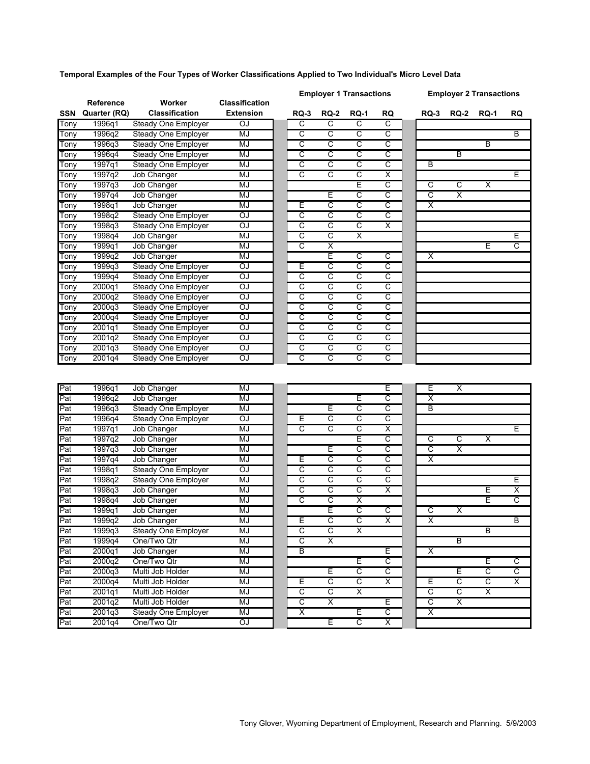**Temporal Examples of the Four Types of Worker Classifications Applied to Two Individual's Micro Level Data**

| SSN | Reference Quarter (RQ) | Worker Classification | Classification Extension | Employer 1 Transactions RQ-3 | Employer 1 Transactions RQ-2 | Employer 1 Transactions RQ-1 | Employer 1 Transactions RQ | Employer 2 Transactions RQ-3 | Employer 2 Transactions RQ-2 | Employer 2 Transactions RQ-1 | Employer 2 Transactions RQ |
|---|---|---|---|---|---|---|---|---|---|---|---|
| Tony | 1996q1 | Steady One Employer | OJ | C | C | C | C | | | | |
| Tony | 1996q2 | Steady One Employer | MJ | C | C | C | C | | | | B |
| Tony | 1996q3 | Steady One Employer | MJ | C | C | C | C | | | B | |
| Tony | 1996q4 | Steady One Employer | MJ | C | C | C | C | | B | | |
| Tony | 1997q1 | Steady One Employer | MJ | C | C | C | C | B | | | |
| Tony | 1997q2 | Job Changer | MJ | C | C | C | X | | | | E |
| Tony | 1997q3 | Job Changer | MJ | | | E | C | C | C | X | |
| Tony | 1997q4 | Job Changer | MJ | | E | C | C | C | X | | |
| Tony | 1998q1 | Job Changer | MJ | E | C | C | C | X | | | |
| Tony | 1998q2 | Steady One Employer | OJ | C | C | C | C | | | | |
| Tony | 1998q3 | Steady One Employer | OJ | C | C | C | X | | | | |
| Tony | 1998q4 | Job Changer | MJ | C | C | X | | | | | E |
| Tony | 1999q1 | Job Changer | MJ | C | X | | | | | E | C |
| Tony | 1999q2 | Job Changer | MJ | | E | C | C | X | | | |
| Tony | 1999q3 | Steady One Employer | OJ | E | C | C | C | | | | |
| Tony | 1999q4 | Steady One Employer | OJ | C | C | C | C | | | | |
| Tony | 2000q1 | Steady One Employer | OJ | C | C | C | C | | | | |
| Tony | 2000q2 | Steady One Employer | OJ | C | C | C | C | | | | |
| Tony | 2000q3 | Steady One Employer | OJ | C | C | C | C | | | | |
| Tony | 2000q4 | Steady One Employer | OJ | C | C | C | C | | | | |
| Tony | 2001q1 | Steady One Employer | OJ | C | C | C | C | | | | |
| Tony | 2001q2 | Steady One Employer | OJ | C | C | C | C | | | | |
| Tony | 2001q3 | Steady One Employer | OJ | C | C | C | C | | | | |
| Tony | 2001q4 | Steady One Employer | OJ | C | C | C | C | | | | |
| Pat | 1996q1 | Job Changer | MJ | | | | E | E | X | | |
| Pat | 1996q2 | Job Changer | MJ | | | E | C | X | | | |
| Pat | 1996q3 | Steady One Employer | MJ | | E | C | C | B | | | |
| Pat | 1996q4 | Steady One Employer | OJ | E | C | C | C | | | | |
| Pat | 1997q1 | Job Changer | MJ | C | C | C | X | | | | E |
| Pat | 1997q2 | Job Changer | MJ | | | E | C | C | C | X | |
| Pat | 1997q3 | Job Changer | MJ | | E | C | C | C | X | | |
| Pat | 1997q4 | Job Changer | MJ | E | C | C | C | X | | | |
| Pat | 1998q1 | Steady One Employer | OJ | C | C | C | C | | | | |
| Pat | 1998q2 | Steady One Employer | MJ | C | C | C | C | | | | E |
| Pat | 1998q3 | Job Changer | MJ | C | C | C | X | | | E | X |
| Pat | 1998q4 | Job Changer | MJ | C | C | X | | | | E | C |
| Pat | 1999q1 | Job Changer | MJ | | E | C | C | C | X | | |
| Pat | 1999q2 | Job Changer | MJ | E | C | C | X | X | | | B |
| Pat | 1999q3 | Steady One Employer | MJ | C | C | X | | | | B | |
| Pat | 1999q4 | One/Two Qtr | MJ | C | X | | | | B | | |
| Pat | 2000q1 | Job Changer | MJ | B | | | E | X | | | |
| Pat | 2000q2 | One/Two Qtr | MJ | | | E | C | | | E | C |
| Pat | 2000q3 | Multi Job Holder | MJ | | E | C | C | | E | C | C |
| Pat | 2000q4 | Multi Job Holder | MJ | E | C | C | X | E | C | C | X |
| Pat | 2001q1 | Multi Job Holder | MJ | C | C | X | | C | C | X | |
| Pat | 2001q2 | Multi Job Holder | MJ | C | X | | E | C | X | | |
| Pat | 2001q3 | Steady One Employer | MJ | X | | E | C | X | | | |
| Pat | 2001q4 | One/Two Qtr | OJ | | E | C | X | | | | |

Tony Glover, Wyoming Department of Employment, Research and Planning. 5/9/2003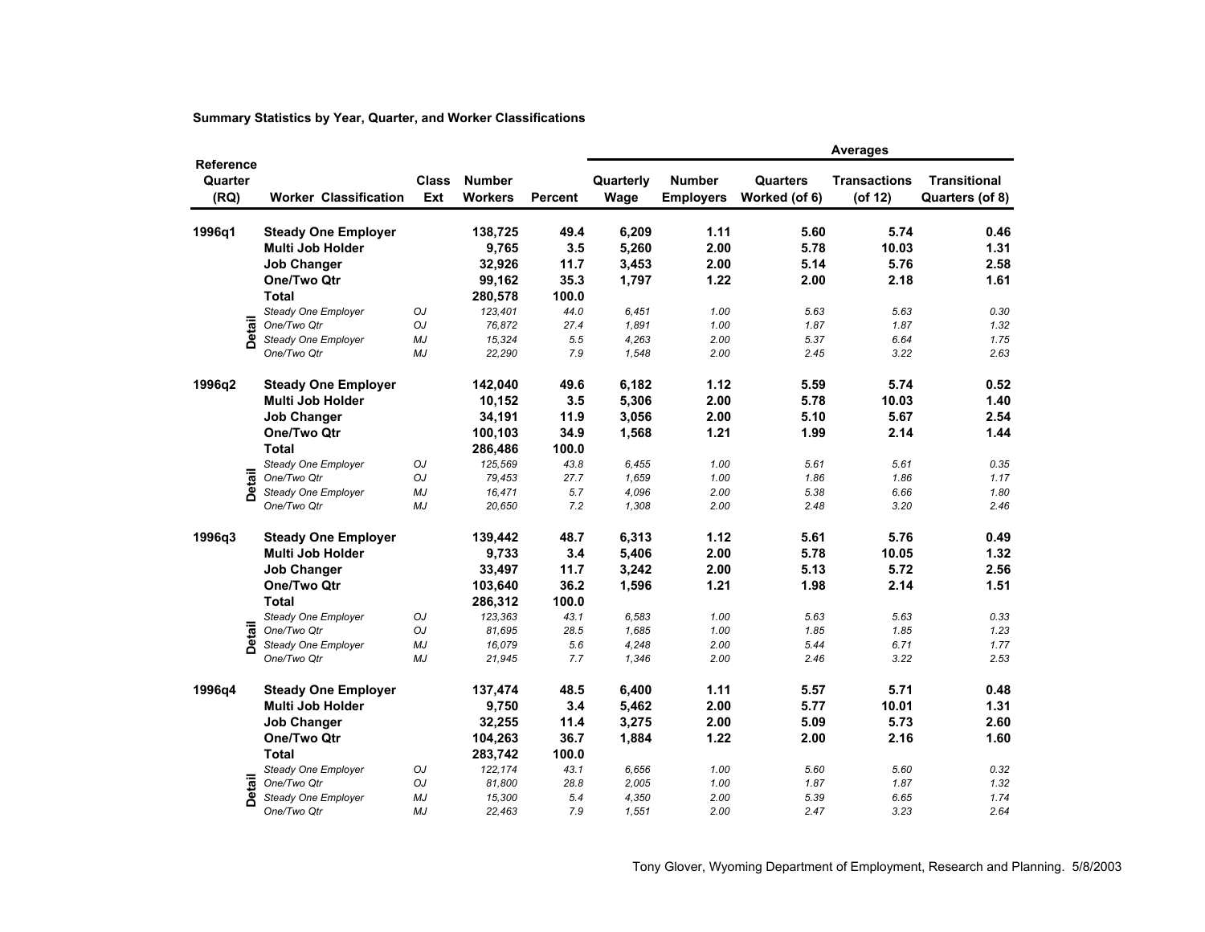**Summary Statistics by Year, Quarter, and Worker Classifications**

| Reference Quarter (RQ) | | Worker Classification | Class Ext | Number Workers | Percent | Averages: Quarterly Wage | Number Employers | Quarters Worked (of 6) | Transactions (of 12) | Transitional Quarters (of 8) |
|---|---|---|---|---|---|---|---|---|---|---|
| **1996q1** | | **Steady One Employer** | | **138,725** | **49.4** | **6,209** | **1.11** | **5.60** | **5.74** | **0.46** |
| | | **Multi Job Holder** | | **9,765** | **3.5** | **5,260** | **2.00** | **5.78** | **10.03** | **1.31** |
| | | **Job Changer** | | **32,926** | **11.7** | **3,453** | **2.00** | **5.14** | **5.76** | **2.58** |
| | | **One/Two Qtr** | | **99,162** | **35.3** | **1,797** | **1.22** | **2.00** | **2.18** | **1.61** |
| | | **Total** | | **280,578** | **100.0** | | | | | |
| | Detail | *Steady One Employer* | *OJ* | *123,401* | *44.0* | *6,451* | *1.00* | *5.63* | *5.63* | *0.30* |
| | Detail | *One/Two Qtr* | *OJ* | *76,872* | *27.4* | *1,891* | *1.00* | *1.87* | *1.87* | *1.32* |
| | Detail | *Steady One Employer* | *MJ* | *15,324* | *5.5* | *4,263* | *2.00* | *5.37* | *6.64* | *1.75* |
| | Detail | *One/Two Qtr* | *MJ* | *22,290* | *7.9* | *1,548* | *2.00* | *2.45* | *3.22* | *2.63* |
| **1996q2** | | **Steady One Employer** | | **142,040** | **49.6** | **6,182** | **1.12** | **5.59** | **5.74** | **0.52** |
| | | **Multi Job Holder** | | **10,152** | **3.5** | **5,306** | **2.00** | **5.78** | **10.03** | **1.40** |
| | | **Job Changer** | | **34,191** | **11.9** | **3,056** | **2.00** | **5.10** | **5.67** | **2.54** |
| | | **One/Two Qtr** | | **100,103** | **34.9** | **1,568** | **1.21** | **1.99** | **2.14** | **1.44** |
| | | **Total** | | **286,486** | **100.0** | | | | | |
| | Detail | *Steady One Employer* | *OJ* | *125,569* | *43.8* | *6,455* | *1.00* | *5.61* | *5.61* | *0.35* |
| | Detail | *One/Two Qtr* | *OJ* | *79,453* | *27.7* | *1,659* | *1.00* | *1.86* | *1.86* | *1.17* |
| | Detail | *Steady One Employer* | *MJ* | *16,471* | *5.7* | *4,096* | *2.00* | *5.38* | *6.66* | *1.80* |
| | Detail | *One/Two Qtr* | *MJ* | *20,650* | *7.2* | *1,308* | *2.00* | *2.48* | *3.20* | *2.46* |
| **1996q3** | | **Steady One Employer** | | **139,442** | **48.7** | **6,313** | **1.12** | **5.61** | **5.76** | **0.49** |
| | | **Multi Job Holder** | | **9,733** | **3.4** | **5,406** | **2.00** | **5.78** | **10.05** | **1.32** |
| | | **Job Changer** | | **33,497** | **11.7** | **3,242** | **2.00** | **5.13** | **5.72** | **2.56** |
| | | **One/Two Qtr** | | **103,640** | **36.2** | **1,596** | **1.21** | **1.98** | **2.14** | **1.51** |
| | | **Total** | | **286,312** | **100.0** | | | | | |
| | Detail | *Steady One Employer* | *OJ* | *123,363* | *43.1* | *6,583* | *1.00* | *5.63* | *5.63* | *0.33* |
| | Detail | *One/Two Qtr* | *OJ* | *81,695* | *28.5* | *1,685* | *1.00* | *1.85* | *1.85* | *1.23* |
| | Detail | *Steady One Employer* | *MJ* | *16,079* | *5.6* | *4,248* | *2.00* | *5.44* | *6.71* | *1.77* |
| | Detail | *One/Two Qtr* | *MJ* | *21,945* | *7.7* | *1,346* | *2.00* | *2.46* | *3.22* | *2.53* |
| **1996q4** | | **Steady One Employer** | | **137,474** | **48.5** | **6,400** | **1.11** | **5.57** | **5.71** | **0.48** |
| | | **Multi Job Holder** | | **9,750** | **3.4** | **5,462** | **2.00** | **5.77** | **10.01** | **1.31** |
| | | **Job Changer** | | **32,255** | **11.4** | **3,275** | **2.00** | **5.09** | **5.73** | **2.60** |
| | | **One/Two Qtr** | | **104,263** | **36.7** | **1,884** | **1.22** | **2.00** | **2.16** | **1.60** |
| | | **Total** | | **283,742** | **100.0** | | | | | |
| | Detail | *Steady One Employer* | *OJ* | *122,174* | *43.1* | *6,656* | *1.00* | *5.60* | *5.60* | *0.32* |
| | Detail | *One/Two Qtr* | *OJ* | *81,800* | *28.8* | *2,005* | *1.00* | *1.87* | *1.87* | *1.32* |
| | Detail | *Steady One Employer* | *MJ* | *15,300* | *5.4* | *4,350* | *2.00* | *5.39* | *6.65* | *1.74* |
| | Detail | *One/Two Qtr* | *MJ* | *22,463* | *7.9* | *1,551* | *2.00* | *2.47* | *3.23* | *2.64* |

Tony Glover, Wyoming Department of Employment, Research and Planning. 5/8/2003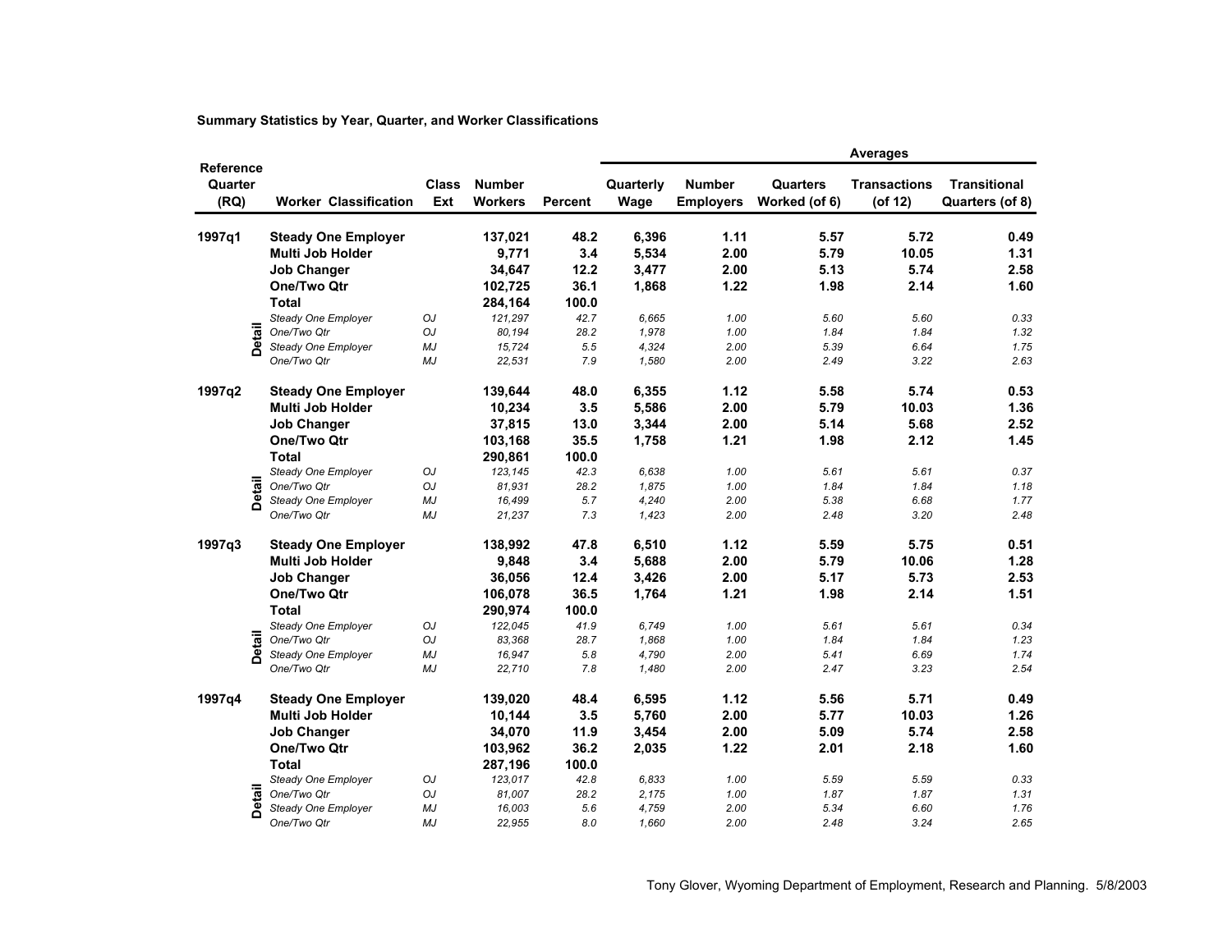**Summary Statistics by Year, Quarter, and Worker Classifications**

| Reference Quarter (RQ) | | Worker Classification | Class Ext | Number Workers | Percent | Quarterly Wage | Number Employers | Quarters Worked (of 6) | Transactions (of 12) | Transitional Quarters (of 8) |
|---|---|---|---|---|---|---|---|---|---|---|
| | | | | | | **Averages** | | | | |
| **1997q1** | | **Steady One Employer** | | **137,021** | **48.2** | **6,396** | **1.11** | **5.57** | **5.72** | **0.49** |
| | | **Multi Job Holder** | | **9,771** | **3.4** | **5,534** | **2.00** | **5.79** | **10.05** | **1.31** |
| | | **Job Changer** | | **34,647** | **12.2** | **3,477** | **2.00** | **5.13** | **5.74** | **2.58** |
| | | **One/Two Qtr** | | **102,725** | **36.1** | **1,868** | **1.22** | **1.98** | **2.14** | **1.60** |
| | | **Total** | | **284,164** | **100.0** | | | | | |
| | Detail | *Steady One Employer* | *OJ* | *121,297* | *42.7* | *6,665* | *1.00* | *5.60* | *5.60* | *0.33* |
| | Detail | *One/Two Qtr* | *OJ* | *80,194* | *28.2* | *1,978* | *1.00* | *1.84* | *1.84* | *1.32* |
| | Detail | *Steady One Employer* | *MJ* | *15,724* | *5.5* | *4,324* | *2.00* | *5.39* | *6.64* | *1.75* |
| | Detail | *One/Two Qtr* | *MJ* | *22,531* | *7.9* | *1,580* | *2.00* | *2.49* | *3.22* | *2.63* |
| **1997q2** | | **Steady One Employer** | | **139,644** | **48.0** | **6,355** | **1.12** | **5.58** | **5.74** | **0.53** |
| | | **Multi Job Holder** | | **10,234** | **3.5** | **5,586** | **2.00** | **5.79** | **10.03** | **1.36** |
| | | **Job Changer** | | **37,815** | **13.0** | **3,344** | **2.00** | **5.14** | **5.68** | **2.52** |
| | | **One/Two Qtr** | | **103,168** | **35.5** | **1,758** | **1.21** | **1.98** | **2.12** | **1.45** |
| | | **Total** | | **290,861** | **100.0** | | | | | |
| | Detail | *Steady One Employer* | *OJ* | *123,145* | *42.3* | *6,638* | *1.00* | *5.61* | *5.61* | *0.37* |
| | Detail | *One/Two Qtr* | *OJ* | *81,931* | *28.2* | *1,875* | *1.00* | *1.84* | *1.84* | *1.18* |
| | Detail | *Steady One Employer* | *MJ* | *16,499* | *5.7* | *4,240* | *2.00* | *5.38* | *6.68* | *1.77* |
| | Detail | *One/Two Qtr* | *MJ* | *21,237* | *7.3* | *1,423* | *2.00* | *2.48* | *3.20* | *2.48* |
| **1997q3** | | **Steady One Employer** | | **138,992** | **47.8** | **6,510** | **1.12** | **5.59** | **5.75** | **0.51** |
| | | **Multi Job Holder** | | **9,848** | **3.4** | **5,688** | **2.00** | **5.79** | **10.06** | **1.28** |
| | | **Job Changer** | | **36,056** | **12.4** | **3,426** | **2.00** | **5.17** | **5.73** | **2.53** |
| | | **One/Two Qtr** | | **106,078** | **36.5** | **1,764** | **1.21** | **1.98** | **2.14** | **1.51** |
| | | **Total** | | **290,974** | **100.0** | | | | | |
| | Detail | *Steady One Employer* | *OJ* | *122,045* | *41.9* | *6,749* | *1.00* | *5.61* | *5.61* | *0.34* |
| | Detail | *One/Two Qtr* | *OJ* | *83,368* | *28.7* | *1,868* | *1.00* | *1.84* | *1.84* | *1.23* |
| | Detail | *Steady One Employer* | *MJ* | *16,947* | *5.8* | *4,790* | *2.00* | *5.41* | *6.69* | *1.74* |
| | Detail | *One/Two Qtr* | *MJ* | *22,710* | *7.8* | *1,480* | *2.00* | *2.47* | *3.23* | *2.54* |
| **1997q4** | | **Steady One Employer** | | **139,020** | **48.4** | **6,595** | **1.12** | **5.56** | **5.71** | **0.49** |
| | | **Multi Job Holder** | | **10,144** | **3.5** | **5,760** | **2.00** | **5.77** | **10.03** | **1.26** |
| | | **Job Changer** | | **34,070** | **11.9** | **3,454** | **2.00** | **5.09** | **5.74** | **2.58** |
| | | **One/Two Qtr** | | **103,962** | **36.2** | **2,035** | **1.22** | **2.01** | **2.18** | **1.60** |
| | | **Total** | | **287,196** | **100.0** | | | | | |
| | Detail | *Steady One Employer* | *OJ* | *123,017* | *42.8* | *6,833* | *1.00* | *5.59* | *5.59* | *0.33* |
| | Detail | *One/Two Qtr* | *OJ* | *81,007* | *28.2* | *2,175* | *1.00* | *1.87* | *1.87* | *1.31* |
| | Detail | *Steady One Employer* | *MJ* | *16,003* | *5.6* | *4,759* | *2.00* | *5.34* | *6.60* | *1.76* |
| | Detail | *One/Two Qtr* | *MJ* | *22,955* | *8.0* | *1,660* | *2.00* | *2.48* | *3.24* | *2.65* |

Tony Glover, Wyoming Department of Employment, Research and Planning. 5/8/2003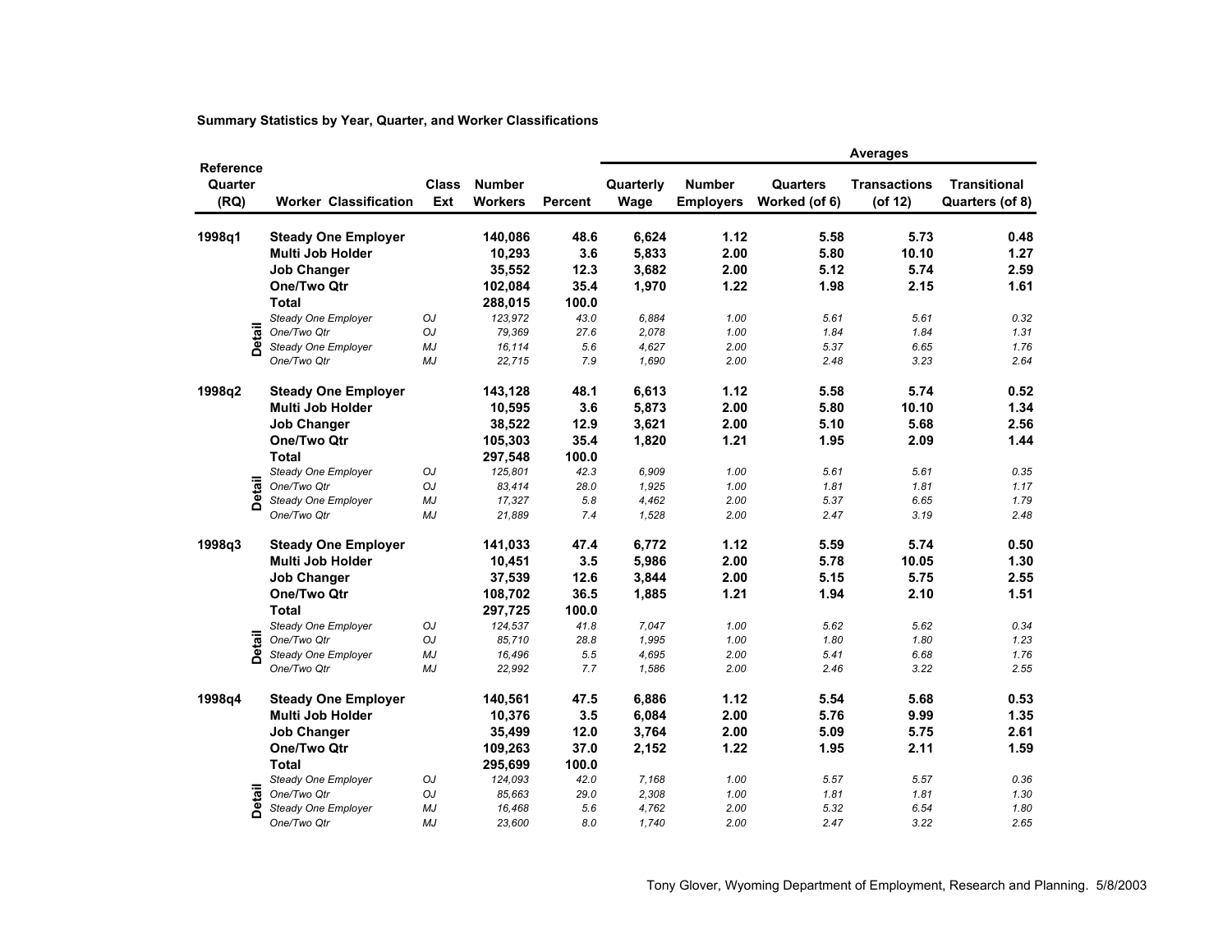**Summary Statistics by Year, Quarter, and Worker Classifications**

| Reference Quarter (RQ) | | Worker Classification | Class Ext | Number Workers | Percent | Averages Quarterly Wage | Number Employers | Quarters Worked (of 6) | Transactions (of 12) | Transitional Quarters (of 8) |
|---|---|---|---|---|---|---|---|---|---|---|
| **1998q1** | | **Steady One Employer** | | **140,086** | **48.6** | **6,624** | **1.12** | **5.58** | **5.73** | **0.48** |
| | | **Multi Job Holder** | | **10,293** | **3.6** | **5,833** | **2.00** | **5.80** | **10.10** | **1.27** |
| | | **Job Changer** | | **35,552** | **12.3** | **3,682** | **2.00** | **5.12** | **5.74** | **2.59** |
| | | **One/Two Qtr** | | **102,084** | **35.4** | **1,970** | **1.22** | **1.98** | **2.15** | **1.61** |
| | | **Total** | | **288,015** | **100.0** | | | | | |
| | Detail | *Steady One Employer* | *OJ* | *123,972* | *43.0* | *6,884* | *1.00* | *5.61* | *5.61* | *0.32* |
| | Detail | *One/Two Qtr* | *OJ* | *79,369* | *27.6* | *2,078* | *1.00* | *1.84* | *1.84* | *1.31* |
| | Detail | *Steady One Employer* | *MJ* | *16,114* | *5.6* | *4,627* | *2.00* | *5.37* | *6.65* | *1.76* |
| | Detail | *One/Two Qtr* | *MJ* | *22,715* | *7.9* | *1,690* | *2.00* | *2.48* | *3.23* | *2.64* |
| **1998q2** | | **Steady One Employer** | | **143,128** | **48.1** | **6,613** | **1.12** | **5.58** | **5.74** | **0.52** |
| | | **Multi Job Holder** | | **10,595** | **3.6** | **5,873** | **2.00** | **5.80** | **10.10** | **1.34** |
| | | **Job Changer** | | **38,522** | **12.9** | **3,621** | **2.00** | **5.10** | **5.68** | **2.56** |
| | | **One/Two Qtr** | | **105,303** | **35.4** | **1,820** | **1.21** | **1.95** | **2.09** | **1.44** |
| | | **Total** | | **297,548** | **100.0** | | | | | |
| | Detail | *Steady One Employer* | *OJ* | *125,801* | *42.3* | *6,909* | *1.00* | *5.61* | *5.61* | *0.35* |
| | Detail | *One/Two Qtr* | *OJ* | *83,414* | *28.0* | *1,925* | *1.00* | *1.81* | *1.81* | *1.17* |
| | Detail | *Steady One Employer* | *MJ* | *17,327* | *5.8* | *4,462* | *2.00* | *5.37* | *6.65* | *1.79* |
| | Detail | *One/Two Qtr* | *MJ* | *21,889* | *7.4* | *1,528* | *2.00* | *2.47* | *3.19* | *2.48* |
| **1998q3** | | **Steady One Employer** | | **141,033** | **47.4** | **6,772** | **1.12** | **5.59** | **5.74** | **0.50** |
| | | **Multi Job Holder** | | **10,451** | **3.5** | **5,986** | **2.00** | **5.78** | **10.05** | **1.30** |
| | | **Job Changer** | | **37,539** | **12.6** | **3,844** | **2.00** | **5.15** | **5.75** | **2.55** |
| | | **One/Two Qtr** | | **108,702** | **36.5** | **1,885** | **1.21** | **1.94** | **2.10** | **1.51** |
| | | **Total** | | **297,725** | **100.0** | | | | | |
| | Detail | *Steady One Employer* | *OJ* | *124,537* | *41.8* | *7,047* | *1.00* | *5.62* | *5.62* | *0.34* |
| | Detail | *One/Two Qtr* | *OJ* | *85,710* | *28.8* | *1,995* | *1.00* | *1.80* | *1.80* | *1.23* |
| | Detail | *Steady One Employer* | *MJ* | *16,496* | *5.5* | *4,695* | *2.00* | *5.41* | *6.68* | *1.76* |
| | Detail | *One/Two Qtr* | *MJ* | *22,992* | *7.7* | *1,586* | *2.00* | *2.46* | *3.22* | *2.55* |
| **1998q4** | | **Steady One Employer** | | **140,561** | **47.5** | **6,886** | **1.12** | **5.54** | **5.68** | **0.53** |
| | | **Multi Job Holder** | | **10,376** | **3.5** | **6,084** | **2.00** | **5.76** | **9.99** | **1.35** |
| | | **Job Changer** | | **35,499** | **12.0** | **3,764** | **2.00** | **5.09** | **5.75** | **2.61** |
| | | **One/Two Qtr** | | **109,263** | **37.0** | **2,152** | **1.22** | **1.95** | **2.11** | **1.59** |
| | | **Total** | | **295,699** | **100.0** | | | | | |
| | Detail | *Steady One Employer* | *OJ* | *124,093* | *42.0* | *7,168* | *1.00* | *5.57* | *5.57* | *0.36* |
| | Detail | *One/Two Qtr* | *OJ* | *85,663* | *29.0* | *2,308* | *1.00* | *1.81* | *1.81* | *1.30* |
| | Detail | *Steady One Employer* | *MJ* | *16,468* | *5.6* | *4,762* | *2.00* | *5.32* | *6.54* | *1.80* |
| | Detail | *One/Two Qtr* | *MJ* | *23,600* | *8.0* | *1,740* | *2.00* | *2.47* | *3.22* | *2.65* |

Tony Glover, Wyoming Department of Employment, Research and Planning. 5/8/2003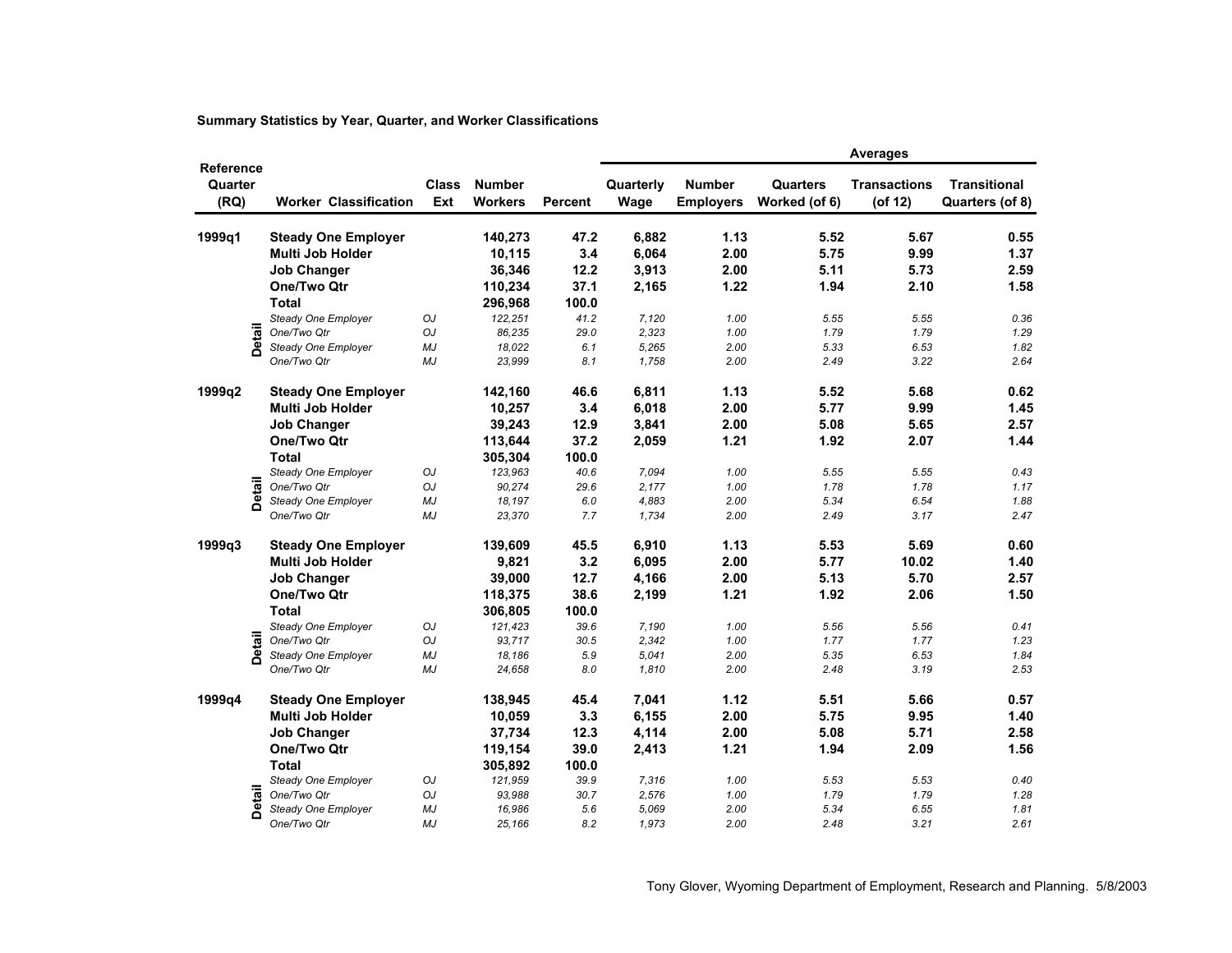**Summary Statistics by Year, Quarter, and Worker Classifications**

| Reference Quarter (RQ) | | Worker Classification | Class Ext | Number Workers | Percent | Averages: Quarterly Wage | Number Employers | Quarters Worked (of 6) | Transactions (of 12) | Transitional Quarters (of 8) |
|---|---|---|---|---|---|---|---|---|---|---|
| 1999q1 | | **Steady One Employer** | | **140,273** | **47.2** | **6,882** | **1.13** | **5.52** | **5.67** | **0.55** |
| | | **Multi Job Holder** | | **10,115** | **3.4** | **6,064** | **2.00** | **5.75** | **9.99** | **1.37** |
| | | **Job Changer** | | **36,346** | **12.2** | **3,913** | **2.00** | **5.11** | **5.73** | **2.59** |
| | | **One/Two Qtr** | | **110,234** | **37.1** | **2,165** | **1.22** | **1.94** | **2.10** | **1.58** |
| | | **Total** | | **296,968** | **100.0** | | | | | |
| | Detail | *Steady One Employer* | *OJ* | *122,251* | *41.2* | *7,120* | *1.00* | *5.55* | *5.55* | *0.36* |
| | Detail | *One/Two Qtr* | *OJ* | *86,235* | *29.0* | *2,323* | *1.00* | *1.79* | *1.79* | *1.29* |
| | Detail | *Steady One Employer* | *MJ* | *18,022* | *6.1* | *5,265* | *2.00* | *5.33* | *6.53* | *1.82* |
| | Detail | *One/Two Qtr* | *MJ* | *23,999* | *8.1* | *1,758* | *2.00* | *2.49* | *3.22* | *2.64* |
| 1999q2 | | **Steady One Employer** | | **142,160** | **46.6** | **6,811** | **1.13** | **5.52** | **5.68** | **0.62** |
| | | **Multi Job Holder** | | **10,257** | **3.4** | **6,018** | **2.00** | **5.77** | **9.99** | **1.45** |
| | | **Job Changer** | | **39,243** | **12.9** | **3,841** | **2.00** | **5.08** | **5.65** | **2.57** |
| | | **One/Two Qtr** | | **113,644** | **37.2** | **2,059** | **1.21** | **1.92** | **2.07** | **1.44** |
| | | **Total** | | **305,304** | **100.0** | | | | | |
| | Detail | *Steady One Employer* | *OJ* | *123,963* | *40.6* | *7,094* | *1.00* | *5.55* | *5.55* | *0.43* |
| | Detail | *One/Two Qtr* | *OJ* | *90,274* | *29.6* | *2,177* | *1.00* | *1.78* | *1.78* | *1.17* |
| | Detail | *Steady One Employer* | *MJ* | *18,197* | *6.0* | *4,883* | *2.00* | *5.34* | *6.54* | *1.88* |
| | Detail | *One/Two Qtr* | *MJ* | *23,370* | *7.7* | *1,734* | *2.00* | *2.49* | *3.17* | *2.47* |
| 1999q3 | | **Steady One Employer** | | **139,609** | **45.5** | **6,910** | **1.13** | **5.53** | **5.69** | **0.60** |
| | | **Multi Job Holder** | | **9,821** | **3.2** | **6,095** | **2.00** | **5.77** | **10.02** | **1.40** |
| | | **Job Changer** | | **39,000** | **12.7** | **4,166** | **2.00** | **5.13** | **5.70** | **2.57** |
| | | **One/Two Qtr** | | **118,375** | **38.6** | **2,199** | **1.21** | **1.92** | **2.06** | **1.50** |
| | | **Total** | | **306,805** | **100.0** | | | | | |
| | Detail | *Steady One Employer* | *OJ* | *121,423* | *39.6* | *7,190* | *1.00* | *5.56* | *5.56* | *0.41* |
| | Detail | *One/Two Qtr* | *OJ* | *93,717* | *30.5* | *2,342* | *1.00* | *1.77* | *1.77* | *1.23* |
| | Detail | *Steady One Employer* | *MJ* | *18,186* | *5.9* | *5,041* | *2.00* | *5.35* | *6.53* | *1.84* |
| | Detail | *One/Two Qtr* | *MJ* | *24,658* | *8.0* | *1,810* | *2.00* | *2.48* | *3.19* | *2.53* |
| 1999q4 | | **Steady One Employer** | | **138,945** | **45.4** | **7,041** | **1.12** | **5.51** | **5.66** | **0.57** |
| | | **Multi Job Holder** | | **10,059** | **3.3** | **6,155** | **2.00** | **5.75** | **9.95** | **1.40** |
| | | **Job Changer** | | **37,734** | **12.3** | **4,114** | **2.00** | **5.08** | **5.71** | **2.58** |
| | | **One/Two Qtr** | | **119,154** | **39.0** | **2,413** | **1.21** | **1.94** | **2.09** | **1.56** |
| | | **Total** | | **305,892** | **100.0** | | | | | |
| | Detail | *Steady One Employer* | *OJ* | *121,959* | *39.9* | *7,316* | *1.00* | *5.53* | *5.53* | *0.40* |
| | Detail | *One/Two Qtr* | *OJ* | *93,988* | *30.7* | *2,576* | *1.00* | *1.79* | *1.79* | *1.28* |
| | Detail | *Steady One Employer* | *MJ* | *16,986* | *5.6* | *5,069* | *2.00* | *5.34* | *6.55* | *1.81* |
| | Detail | *One/Two Qtr* | *MJ* | *25,166* | *8.2* | *1,973* | *2.00* | *2.48* | *3.21* | *2.61* |

Tony Glover, Wyoming Department of Employment, Research and Planning. 5/8/2003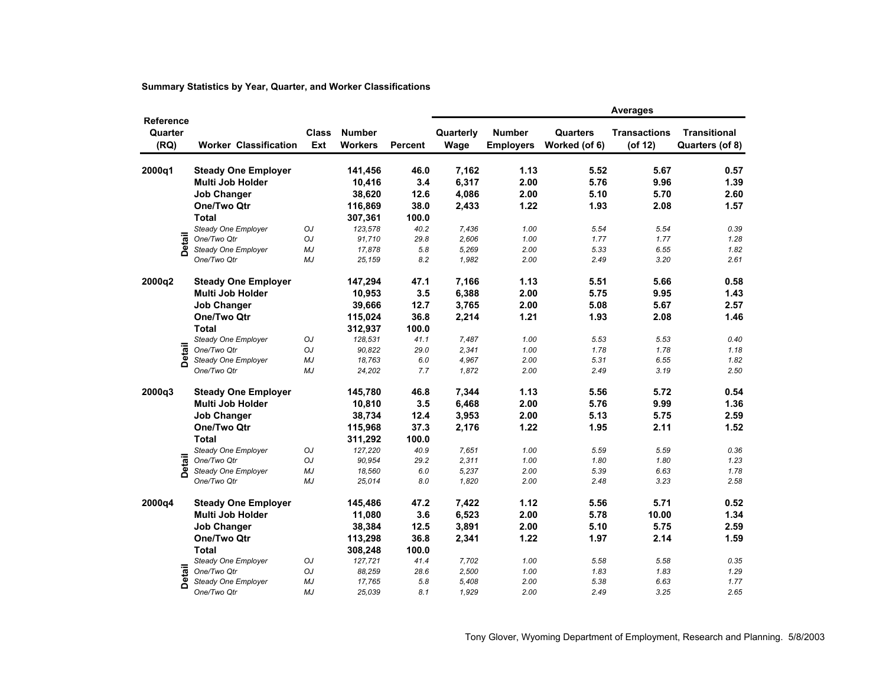**Summary Statistics by Year, Quarter, and Worker Classifications**

| Reference Quarter (RQ) | | Worker Classification | Class Ext | Number Workers | Percent | Averages: Quarterly Wage | Number Employers | Quarters Worked (of 6) | Transactions (of 12) | Transitional Quarters (of 8) |
|---|---|---|---|---|---|---|---|---|---|---|
| **2000q1** | | **Steady One Employer** | | **141,456** | **46.0** | **7,162** | **1.13** | **5.52** | **5.67** | **0.57** |
| | | **Multi Job Holder** | | **10,416** | **3.4** | **6,317** | **2.00** | **5.76** | **9.96** | **1.39** |
| | | **Job Changer** | | **38,620** | **12.6** | **4,086** | **2.00** | **5.10** | **5.70** | **2.60** |
| | | **One/Two Qtr** | | **116,869** | **38.0** | **2,433** | **1.22** | **1.93** | **2.08** | **1.57** |
| | | **Total** | | **307,361** | **100.0** | | | | | |
| | Detail | *Steady One Employer* | *OJ* | *123,578* | *40.2* | *7,436* | *1.00* | *5.54* | *5.54* | *0.39* |
| | Detail | *One/Two Qtr* | *OJ* | *91,710* | *29.8* | *2,606* | *1.00* | *1.77* | *1.77* | *1.28* |
| | Detail | *Steady One Employer* | *MJ* | *17,878* | *5.8* | *5,269* | *2.00* | *5.33* | *6.55* | *1.82* |
| | Detail | *One/Two Qtr* | *MJ* | *25,159* | *8.2* | *1,982* | *2.00* | *2.49* | *3.20* | *2.61* |
| **2000q2** | | **Steady One Employer** | | **147,294** | **47.1** | **7,166** | **1.13** | **5.51** | **5.66** | **0.58** |
| | | **Multi Job Holder** | | **10,953** | **3.5** | **6,388** | **2.00** | **5.75** | **9.95** | **1.43** |
| | | **Job Changer** | | **39,666** | **12.7** | **3,765** | **2.00** | **5.08** | **5.67** | **2.57** |
| | | **One/Two Qtr** | | **115,024** | **36.8** | **2,214** | **1.21** | **1.93** | **2.08** | **1.46** |
| | | **Total** | | **312,937** | **100.0** | | | | | |
| | Detail | *Steady One Employer* | *OJ* | *128,531* | *41.1* | *7,487* | *1.00* | *5.53* | *5.53* | *0.40* |
| | Detail | *One/Two Qtr* | *OJ* | *90,822* | *29.0* | *2,341* | *1.00* | *1.78* | *1.78* | *1.18* |
| | Detail | *Steady One Employer* | *MJ* | *18,763* | *6.0* | *4,967* | *2.00* | *5.31* | *6.55* | *1.82* |
| | Detail | *One/Two Qtr* | *MJ* | *24,202* | *7.7* | *1,872* | *2.00* | *2.49* | *3.19* | *2.50* |
| **2000q3** | | **Steady One Employer** | | **145,780** | **46.8** | **7,344** | **1.13** | **5.56** | **5.72** | **0.54** |
| | | **Multi Job Holder** | | **10,810** | **3.5** | **6,468** | **2.00** | **5.76** | **9.99** | **1.36** |
| | | **Job Changer** | | **38,734** | **12.4** | **3,953** | **2.00** | **5.13** | **5.75** | **2.59** |
| | | **One/Two Qtr** | | **115,968** | **37.3** | **2,176** | **1.22** | **1.95** | **2.11** | **1.52** |
| | | **Total** | | **311,292** | **100.0** | | | | | |
| | Detail | *Steady One Employer* | *OJ* | *127,220* | *40.9* | *7,651* | *1.00* | *5.59* | *5.59* | *0.36* |
| | Detail | *One/Two Qtr* | *OJ* | *90,954* | *29.2* | *2,311* | *1.00* | *1.80* | *1.80* | *1.23* |
| | Detail | *Steady One Employer* | *MJ* | *18,560* | *6.0* | *5,237* | *2.00* | *5.39* | *6.63* | *1.78* |
| | Detail | *One/Two Qtr* | *MJ* | *25,014* | *8.0* | *1,820* | *2.00* | *2.48* | *3.23* | *2.58* |
| **2000q4** | | **Steady One Employer** | | **145,486** | **47.2** | **7,422** | **1.12** | **5.56** | **5.71** | **0.52** |
| | | **Multi Job Holder** | | **11,080** | **3.6** | **6,523** | **2.00** | **5.78** | **10.00** | **1.34** |
| | | **Job Changer** | | **38,384** | **12.5** | **3,891** | **2.00** | **5.10** | **5.75** | **2.59** |
| | | **One/Two Qtr** | | **113,298** | **36.8** | **2,341** | **1.22** | **1.97** | **2.14** | **1.59** |
| | | **Total** | | **308,248** | **100.0** | | | | | |
| | Detail | *Steady One Employer* | *OJ* | *127,721* | *41.4* | *7,702* | *1.00* | *5.58* | *5.58* | *0.35* |
| | Detail | *One/Two Qtr* | *OJ* | *88,259* | *28.6* | *2,500* | *1.00* | *1.83* | *1.83* | *1.29* |
| | Detail | *Steady One Employer* | *MJ* | *17,765* | *5.8* | *5,408* | *2.00* | *5.38* | *6.63* | *1.77* |
| | Detail | *One/Two Qtr* | *MJ* | *25,039* | *8.1* | *1,929* | *2.00* | *2.49* | *3.25* | *2.65* |

Tony Glover, Wyoming Department of Employment, Research and Planning. 5/8/2003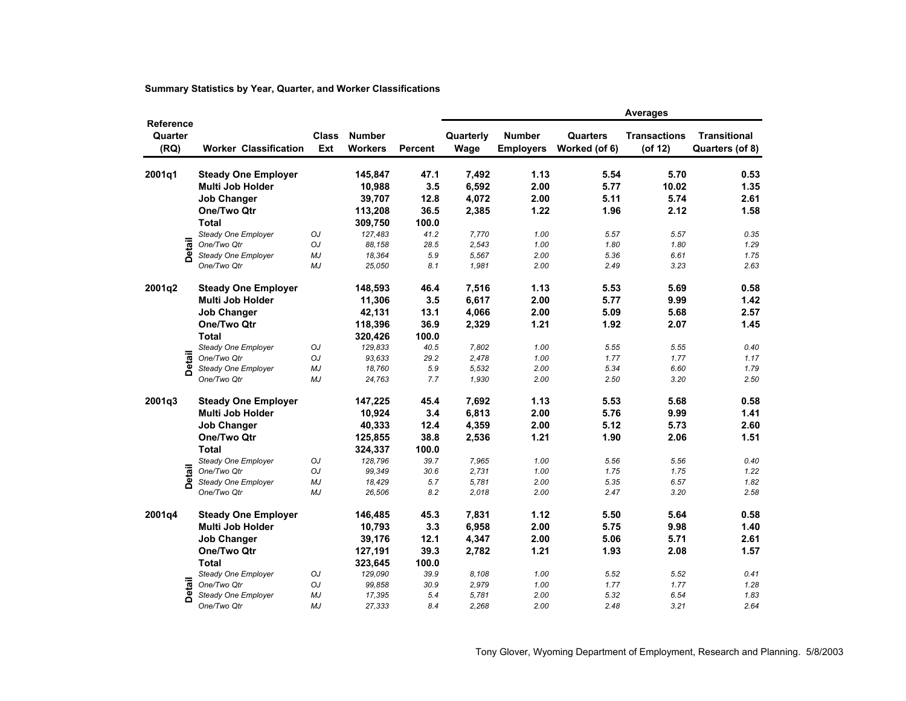**Summary Statistics by Year, Quarter, and Worker Classifications**

| Reference Quarter (RQ) | | Worker Classification | Class Ext | Number Workers | Percent | Averages: Quarterly Wage | Number Employers | Quarters Worked (of 6) | Transactions (of 12) | Transitional Quarters (of 8) |
|---|---|---|---|---|---|---|---|---|---|---|
| 2001q1 | | **Steady One Employer** | | **145,847** | **47.1** | **7,492** | **1.13** | **5.54** | **5.70** | **0.53** |
| | | **Multi Job Holder** | | **10,988** | **3.5** | **6,592** | **2.00** | **5.77** | **10.02** | **1.35** |
| | | **Job Changer** | | **39,707** | **12.8** | **4,072** | **2.00** | **5.11** | **5.74** | **2.61** |
| | | **One/Two Qtr** | | **113,208** | **36.5** | **2,385** | **1.22** | **1.96** | **2.12** | **1.58** |
| | | **Total** | | **309,750** | **100.0** | | | | | |
| | Detail | *Steady One Employer* | *OJ* | *127,483* | *41.2* | *7,770* | *1.00* | *5.57* | *5.57* | *0.35* |
| | Detail | *One/Two Qtr* | *OJ* | *88,158* | *28.5* | *2,543* | *1.00* | *1.80* | *1.80* | *1.29* |
| | Detail | *Steady One Employer* | *MJ* | *18,364* | *5.9* | *5,567* | *2.00* | *5.36* | *6.61* | *1.75* |
| | Detail | *One/Two Qtr* | *MJ* | *25,050* | *8.1* | *1,981* | *2.00* | *2.49* | *3.23* | *2.63* |
| 2001q2 | | **Steady One Employer** | | **148,593** | **46.4** | **7,516** | **1.13** | **5.53** | **5.69** | **0.58** |
| | | **Multi Job Holder** | | **11,306** | **3.5** | **6,617** | **2.00** | **5.77** | **9.99** | **1.42** |
| | | **Job Changer** | | **42,131** | **13.1** | **4,066** | **2.00** | **5.09** | **5.68** | **2.57** |
| | | **One/Two Qtr** | | **118,396** | **36.9** | **2,329** | **1.21** | **1.92** | **2.07** | **1.45** |
| | | **Total** | | **320,426** | **100.0** | | | | | |
| | Detail | *Steady One Employer* | *OJ* | *129,833* | *40.5* | *7,802* | *1.00* | *5.55* | *5.55* | *0.40* |
| | Detail | *One/Two Qtr* | *OJ* | *93,633* | *29.2* | *2,478* | *1.00* | *1.77* | *1.77* | *1.17* |
| | Detail | *Steady One Employer* | *MJ* | *18,760* | *5.9* | *5,532* | *2.00* | *5.34* | *6.60* | *1.79* |
| | Detail | *One/Two Qtr* | *MJ* | *24,763* | *7.7* | *1,930* | *2.00* | *2.50* | *3.20* | *2.50* |
| 2001q3 | | **Steady One Employer** | | **147,225** | **45.4** | **7,692** | **1.13** | **5.53** | **5.68** | **0.58** |
| | | **Multi Job Holder** | | **10,924** | **3.4** | **6,813** | **2.00** | **5.76** | **9.99** | **1.41** |
| | | **Job Changer** | | **40,333** | **12.4** | **4,359** | **2.00** | **5.12** | **5.73** | **2.60** |
| | | **One/Two Qtr** | | **125,855** | **38.8** | **2,536** | **1.21** | **1.90** | **2.06** | **1.51** |
| | | **Total** | | **324,337** | **100.0** | | | | | |
| | Detail | *Steady One Employer* | *OJ* | *128,796* | *39.7* | *7,965* | *1.00* | *5.56* | *5.56* | *0.40* |
| | Detail | *One/Two Qtr* | *OJ* | *99,349* | *30.6* | *2,731* | *1.00* | *1.75* | *1.75* | *1.22* |
| | Detail | *Steady One Employer* | *MJ* | *18,429* | *5.7* | *5,781* | *2.00* | *5.35* | *6.57* | *1.82* |
| | Detail | *One/Two Qtr* | *MJ* | *26,506* | *8.2* | *2,018* | *2.00* | *2.47* | *3.20* | *2.58* |
| 2001q4 | | **Steady One Employer** | | **146,485** | **45.3** | **7,831** | **1.12** | **5.50** | **5.64** | **0.58** |
| | | **Multi Job Holder** | | **10,793** | **3.3** | **6,958** | **2.00** | **5.75** | **9.98** | **1.40** |
| | | **Job Changer** | | **39,176** | **12.1** | **4,347** | **2.00** | **5.06** | **5.71** | **2.61** |
| | | **One/Two Qtr** | | **127,191** | **39.3** | **2,782** | **1.21** | **1.93** | **2.08** | **1.57** |
| | | **Total** | | **323,645** | **100.0** | | | | | |
| | Detail | *Steady One Employer* | *OJ* | *129,090* | *39.9* | *8,108* | *1.00* | *5.52* | *5.52* | *0.41* |
| | Detail | *One/Two Qtr* | *OJ* | *99,858* | *30.9* | *2,979* | *1.00* | *1.77* | *1.77* | *1.28* |
| | Detail | *Steady One Employer* | *MJ* | *17,395* | *5.4* | *5,781* | *2.00* | *5.32* | *6.54* | *1.83* |
| | Detail | *One/Two Qtr* | *MJ* | *27,333* | *8.4* | *2,268* | *2.00* | *2.48* | *3.21* | *2.64* |

Tony Glover, Wyoming Department of Employment, Research and Planning. 5/8/2003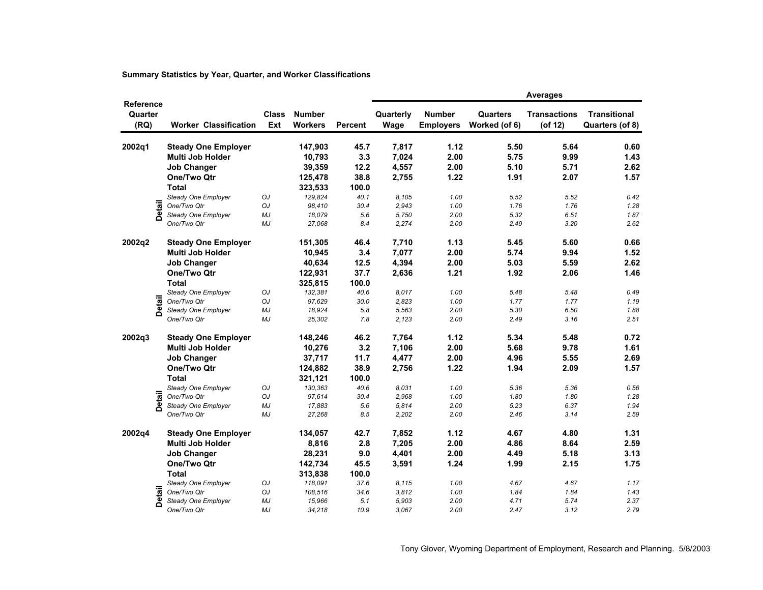**Summary Statistics by Year, Quarter, and Worker Classifications**

| Reference Quarter (RQ) | | Worker Classification | Class Ext | Number Workers | Percent | Averages: Quarterly Wage | Number Employers | Quarters Worked (of 6) | Transactions (of 12) | Transitional Quarters (of 8) |
|---|---|---|---|---|---|---|---|---|---|---|
| **2002q1** | | **Steady One Employer** | | **147,903** | **45.7** | **7,817** | **1.12** | **5.50** | **5.64** | **0.60** |
| | | **Multi Job Holder** | | **10,793** | **3.3** | **7,024** | **2.00** | **5.75** | **9.99** | **1.43** |
| | | **Job Changer** | | **39,359** | **12.2** | **4,557** | **2.00** | **5.10** | **5.71** | **2.62** |
| | | **One/Two Qtr** | | **125,478** | **38.8** | **2,755** | **1.22** | **1.91** | **2.07** | **1.57** |
| | | **Total** | | **323,533** | **100.0** | | | | | |
| | Detail | *Steady One Employer* | *OJ* | *129,824* | *40.1* | *8,105* | *1.00* | *5.52* | *5.52* | *0.42* |
| | Detail | *One/Two Qtr* | *OJ* | *98,410* | *30.4* | *2,943* | *1.00* | *1.76* | *1.76* | *1.28* |
| | Detail | *Steady One Employer* | *MJ* | *18,079* | *5.6* | *5,750* | *2.00* | *5.32* | *6.51* | *1.87* |
| | Detail | *One/Two Qtr* | *MJ* | *27,068* | *8.4* | *2,274* | *2.00* | *2.49* | *3.20* | *2.62* |
| **2002q2** | | **Steady One Employer** | | **151,305** | **46.4** | **7,710** | **1.13** | **5.45** | **5.60** | **0.66** |
| | | **Multi Job Holder** | | **10,945** | **3.4** | **7,077** | **2.00** | **5.74** | **9.94** | **1.52** |
| | | **Job Changer** | | **40,634** | **12.5** | **4,394** | **2.00** | **5.03** | **5.59** | **2.62** |
| | | **One/Two Qtr** | | **122,931** | **37.7** | **2,636** | **1.21** | **1.92** | **2.06** | **1.46** |
| | | **Total** | | **325,815** | **100.0** | | | | | |
| | Detail | *Steady One Employer* | *OJ* | *132,381* | *40.6* | *8,017* | *1.00* | *5.48* | *5.48* | *0.49* |
| | Detail | *One/Two Qtr* | *OJ* | *97,629* | *30.0* | *2,823* | *1.00* | *1.77* | *1.77* | *1.19* |
| | Detail | *Steady One Employer* | *MJ* | *18,924* | *5.8* | *5,563* | *2.00* | *5.30* | *6.50* | *1.88* |
| | Detail | *One/Two Qtr* | *MJ* | *25,302* | *7.8* | *2,123* | *2.00* | *2.49* | *3.16* | *2.51* |
| **2002q3** | | **Steady One Employer** | | **148,246** | **46.2** | **7,764** | **1.12** | **5.34** | **5.48** | **0.72** |
| | | **Multi Job Holder** | | **10,276** | **3.2** | **7,106** | **2.00** | **5.68** | **9.78** | **1.61** |
| | | **Job Changer** | | **37,717** | **11.7** | **4,477** | **2.00** | **4.96** | **5.55** | **2.69** |
| | | **One/Two Qtr** | | **124,882** | **38.9** | **2,756** | **1.22** | **1.94** | **2.09** | **1.57** |
| | | **Total** | | **321,121** | **100.0** | | | | | |
| | Detail | *Steady One Employer* | *OJ* | *130,363* | *40.6* | *8,031* | *1.00* | *5.36* | *5.36* | *0.56* |
| | Detail | *One/Two Qtr* | *OJ* | *97,614* | *30.4* | *2,968* | *1.00* | *1.80* | *1.80* | *1.28* |
| | Detail | *Steady One Employer* | *MJ* | *17,883* | *5.6* | *5,814* | *2.00* | *5.23* | *6.37* | *1.94* |
| | Detail | *One/Two Qtr* | *MJ* | *27,268* | *8.5* | *2,202* | *2.00* | *2.46* | *3.14* | *2.59* |
| **2002q4** | | **Steady One Employer** | | **134,057** | **42.7** | **7,852** | **1.12** | **4.67** | **4.80** | **1.31** |
| | | **Multi Job Holder** | | **8,816** | **2.8** | **7,205** | **2.00** | **4.86** | **8.64** | **2.59** |
| | | **Job Changer** | | **28,231** | **9.0** | **4,401** | **2.00** | **4.49** | **5.18** | **3.13** |
| | | **One/Two Qtr** | | **142,734** | **45.5** | **3,591** | **1.24** | **1.99** | **2.15** | **1.75** |
| | | **Total** | | **313,838** | **100.0** | | | | | |
| | Detail | *Steady One Employer* | *OJ* | *118,091* | *37.6* | *8,115* | *1.00* | *4.67* | *4.67* | *1.17* |
| | Detail | *One/Two Qtr* | *OJ* | *108,516* | *34.6* | *3,812* | *1.00* | *1.84* | *1.84* | *1.43* |
| | Detail | *Steady One Employer* | *MJ* | *15,966* | *5.1* | *5,903* | *2.00* | *4.71* | *5.74* | *2.37* |
| | Detail | *One/Two Qtr* | *MJ* | *34,218* | *10.9* | *3,067* | *2.00* | *2.47* | *3.12* | *2.79* |

Tony Glover, Wyoming Department of Employment, Research and Planning. 5/8/2003